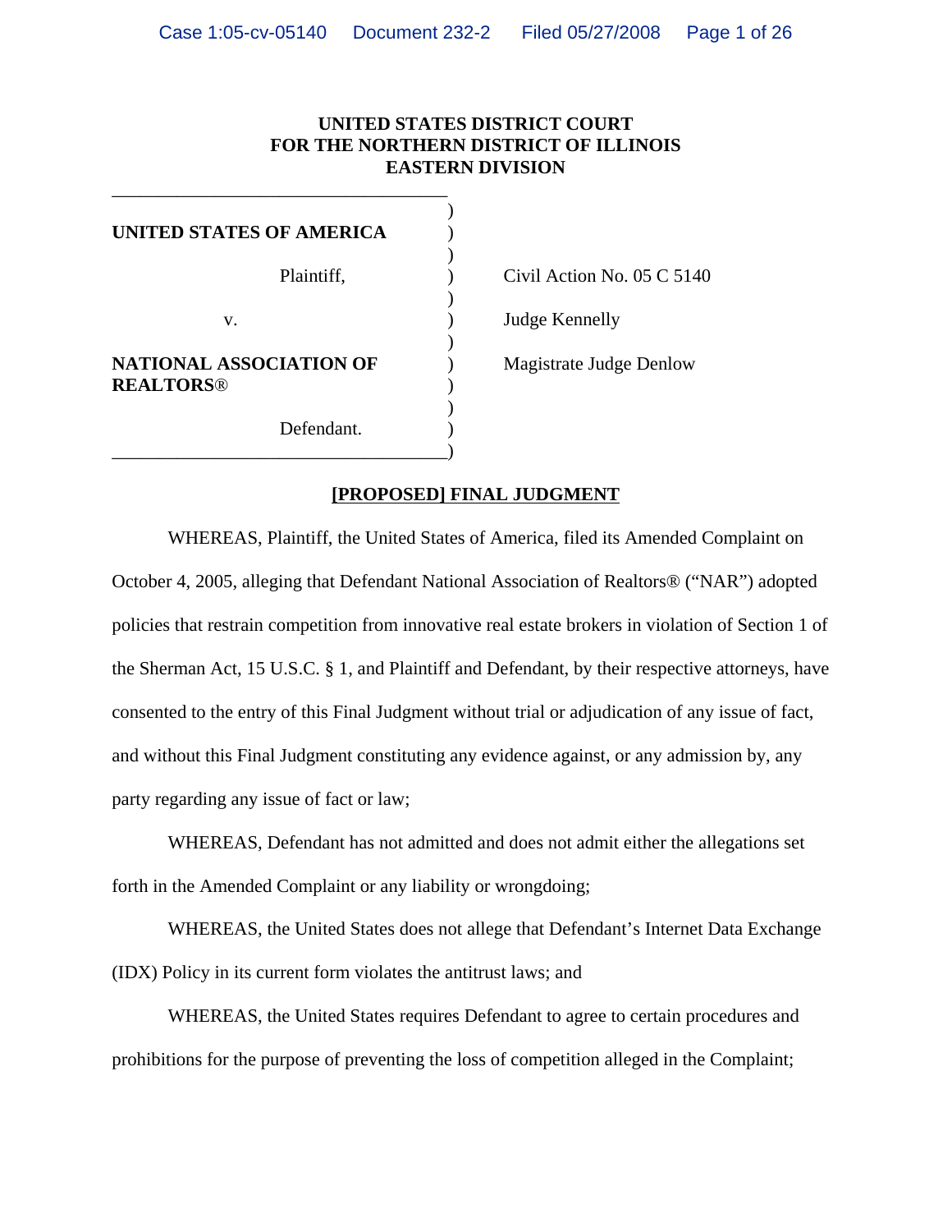**UNITED STATES DISTRICT COURT**
**FOR THE NORTHERN DISTRICT OF ILLINOIS**
**EASTERN DIVISION**

| | |
|---|---|
| **UNITED STATES OF AMERICA** Plaintiff, v. **NATIONAL ASSOCIATION OF REALTORS®** Defendant. | Civil Action No. 05 C 5140 Judge Kennelly Magistrate Judge Denlow |

**[PROPOSED] FINAL JUDGMENT**

WHEREAS, Plaintiff, the United States of America, filed its Amended Complaint on October 4, 2005, alleging that Defendant National Association of Realtors® ("NAR") adopted policies that restrain competition from innovative real estate brokers in violation of Section 1 of the Sherman Act, 15 U.S.C. § 1, and Plaintiff and Defendant, by their respective attorneys, have consented to the entry of this Final Judgment without trial or adjudication of any issue of fact, and without this Final Judgment constituting any evidence against, or any admission by, any party regarding any issue of fact or law;

WHEREAS, Defendant has not admitted and does not admit either the allegations set forth in the Amended Complaint or any liability or wrongdoing;

WHEREAS, the United States does not allege that Defendant's Internet Data Exchange (IDX) Policy in its current form violates the antitrust laws; and

WHEREAS, the United States requires Defendant to agree to certain procedures and prohibitions for the purpose of preventing the loss of competition alleged in the Complaint;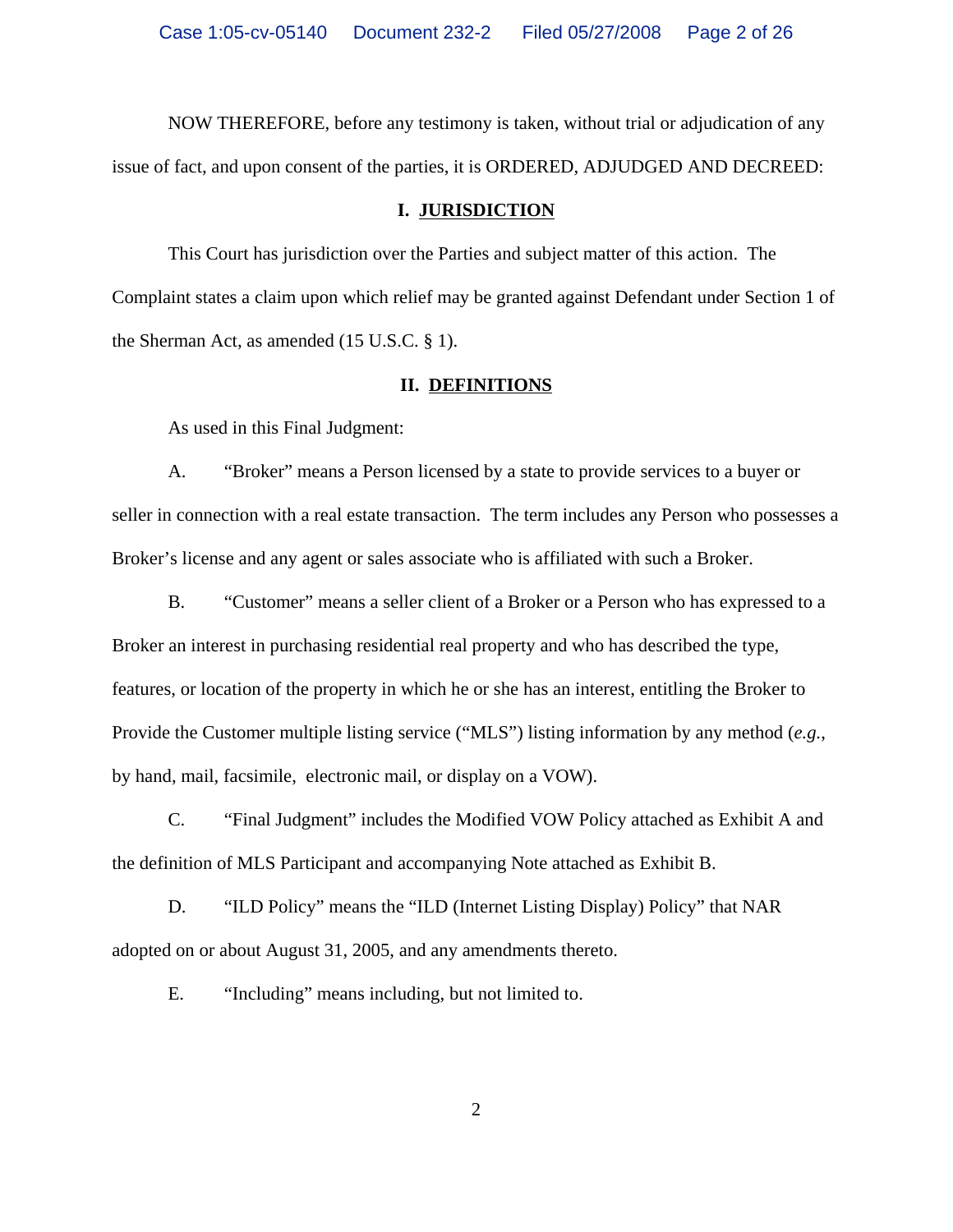NOW THEREFORE, before any testimony is taken, without trial or adjudication of any issue of fact, and upon consent of the parties, it is ORDERED, ADJUDGED AND DECREED:

## I. JURISDICTION

This Court has jurisdiction over the Parties and subject matter of this action. The Complaint states a claim upon which relief may be granted against Defendant under Section 1 of the Sherman Act, as amended (15 U.S.C. § 1).

## II. DEFINITIONS

As used in this Final Judgment:

A. "Broker" means a Person licensed by a state to provide services to a buyer or seller in connection with a real estate transaction. The term includes any Person who possesses a Broker's license and any agent or sales associate who is affiliated with such a Broker.

B. "Customer" means a seller client of a Broker or a Person who has expressed to a Broker an interest in purchasing residential real property and who has described the type, features, or location of the property in which he or she has an interest, entitling the Broker to Provide the Customer multiple listing service ("MLS") listing information by any method (*e.g.*, by hand, mail, facsimile, electronic mail, or display on a VOW).

C. "Final Judgment" includes the Modified VOW Policy attached as Exhibit A and the definition of MLS Participant and accompanying Note attached as Exhibit B.

D. "ILD Policy" means the "ILD (Internet Listing Display) Policy" that NAR adopted on or about August 31, 2005, and any amendments thereto.

E. "Including" means including, but not limited to.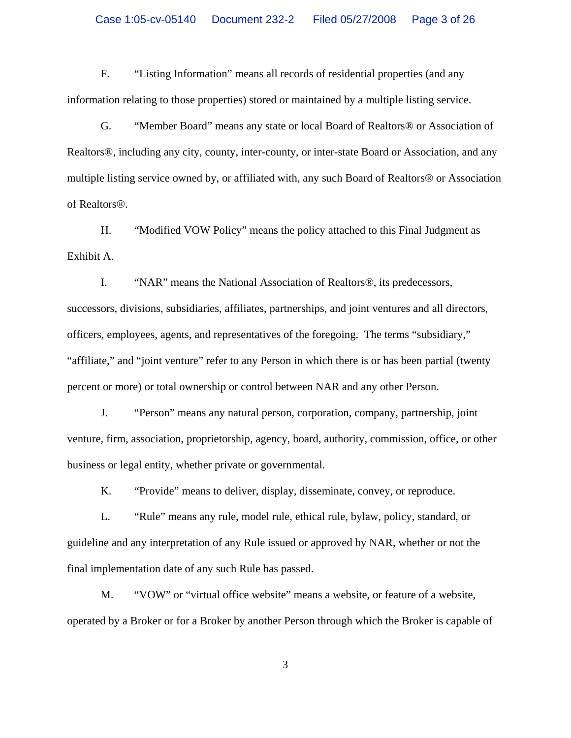F. “Listing Information” means all records of residential properties (and any information relating to those properties) stored or maintained by a multiple listing service.

G. “Member Board” means any state or local Board of Realtors® or Association of Realtors®, including any city, county, inter-county, or inter-state Board or Association, and any multiple listing service owned by, or affiliated with, any such Board of Realtors® or Association of Realtors®.

H. “Modified VOW Policy” means the policy attached to this Final Judgment as Exhibit A.

I. “NAR” means the National Association of Realtors®, its predecessors, successors, divisions, subsidiaries, affiliates, partnerships, and joint ventures and all directors, officers, employees, agents, and representatives of the foregoing. The terms “subsidiary,” “affiliate,” and “joint venture” refer to any Person in which there is or has been partial (twenty percent or more) or total ownership or control between NAR and any other Person.

J. “Person” means any natural person, corporation, company, partnership, joint venture, firm, association, proprietorship, agency, board, authority, commission, office, or other business or legal entity, whether private or governmental.

K. “Provide” means to deliver, display, disseminate, convey, or reproduce.

L. “Rule” means any rule, model rule, ethical rule, bylaw, policy, standard, or guideline and any interpretation of any Rule issued or approved by NAR, whether or not the final implementation date of any such Rule has passed.

M. “VOW” or “virtual office website” means a website, or feature of a website, operated by a Broker or for a Broker by another Person through which the Broker is capable of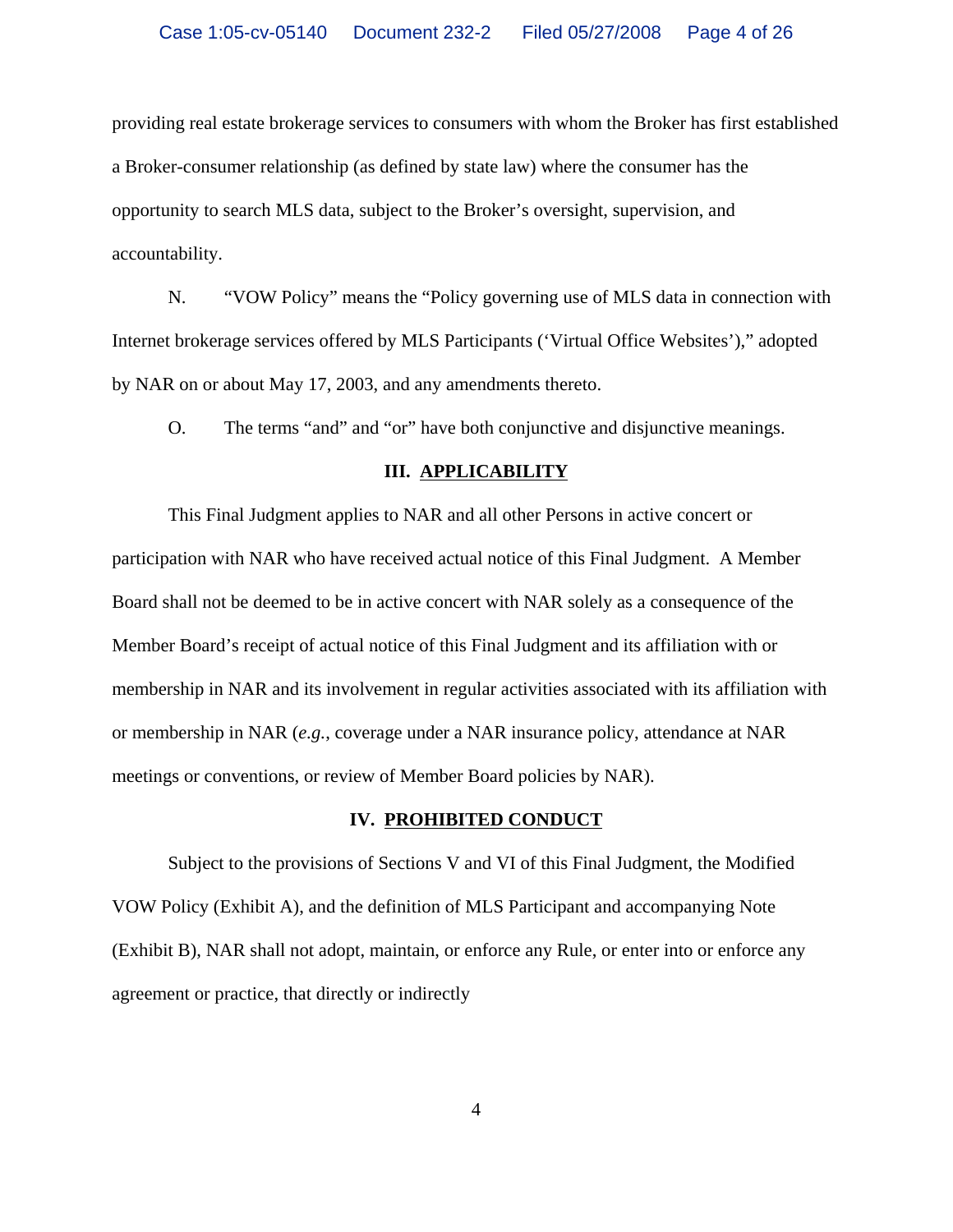providing real estate brokerage services to consumers with whom the Broker has first established a Broker-consumer relationship (as defined by state law) where the consumer has the opportunity to search MLS data, subject to the Broker's oversight, supervision, and accountability.

N. "VOW Policy" means the "Policy governing use of MLS data in connection with Internet brokerage services offered by MLS Participants ('Virtual Office Websites')," adopted by NAR on or about May 17, 2003, and any amendments thereto.

O. The terms "and" and "or" have both conjunctive and disjunctive meanings.

## III. APPLICABILITY

This Final Judgment applies to NAR and all other Persons in active concert or participation with NAR who have received actual notice of this Final Judgment. A Member Board shall not be deemed to be in active concert with NAR solely as a consequence of the Member Board's receipt of actual notice of this Final Judgment and its affiliation with or membership in NAR and its involvement in regular activities associated with its affiliation with or membership in NAR (*e.g.*, coverage under a NAR insurance policy, attendance at NAR meetings or conventions, or review of Member Board policies by NAR).

## IV. PROHIBITED CONDUCT

Subject to the provisions of Sections V and VI of this Final Judgment, the Modified VOW Policy (Exhibit A), and the definition of MLS Participant and accompanying Note (Exhibit B), NAR shall not adopt, maintain, or enforce any Rule, or enter into or enforce any agreement or practice, that directly or indirectly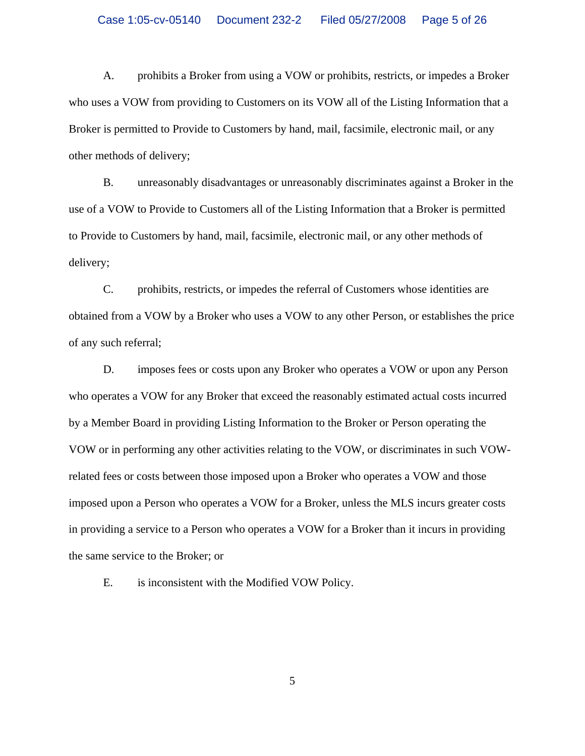A. prohibits a Broker from using a VOW or prohibits, restricts, or impedes a Broker who uses a VOW from providing to Customers on its VOW all of the Listing Information that a Broker is permitted to Provide to Customers by hand, mail, facsimile, electronic mail, or any other methods of delivery;

B. unreasonably disadvantages or unreasonably discriminates against a Broker in the use of a VOW to Provide to Customers all of the Listing Information that a Broker is permitted to Provide to Customers by hand, mail, facsimile, electronic mail, or any other methods of delivery;

C. prohibits, restricts, or impedes the referral of Customers whose identities are obtained from a VOW by a Broker who uses a VOW to any other Person, or establishes the price of any such referral;

D. imposes fees or costs upon any Broker who operates a VOW or upon any Person who operates a VOW for any Broker that exceed the reasonably estimated actual costs incurred by a Member Board in providing Listing Information to the Broker or Person operating the VOW or in performing any other activities relating to the VOW, or discriminates in such VOW-related fees or costs between those imposed upon a Broker who operates a VOW and those imposed upon a Person who operates a VOW for a Broker, unless the MLS incurs greater costs in providing a service to a Person who operates a VOW for a Broker than it incurs in providing the same service to the Broker; or

E. is inconsistent with the Modified VOW Policy.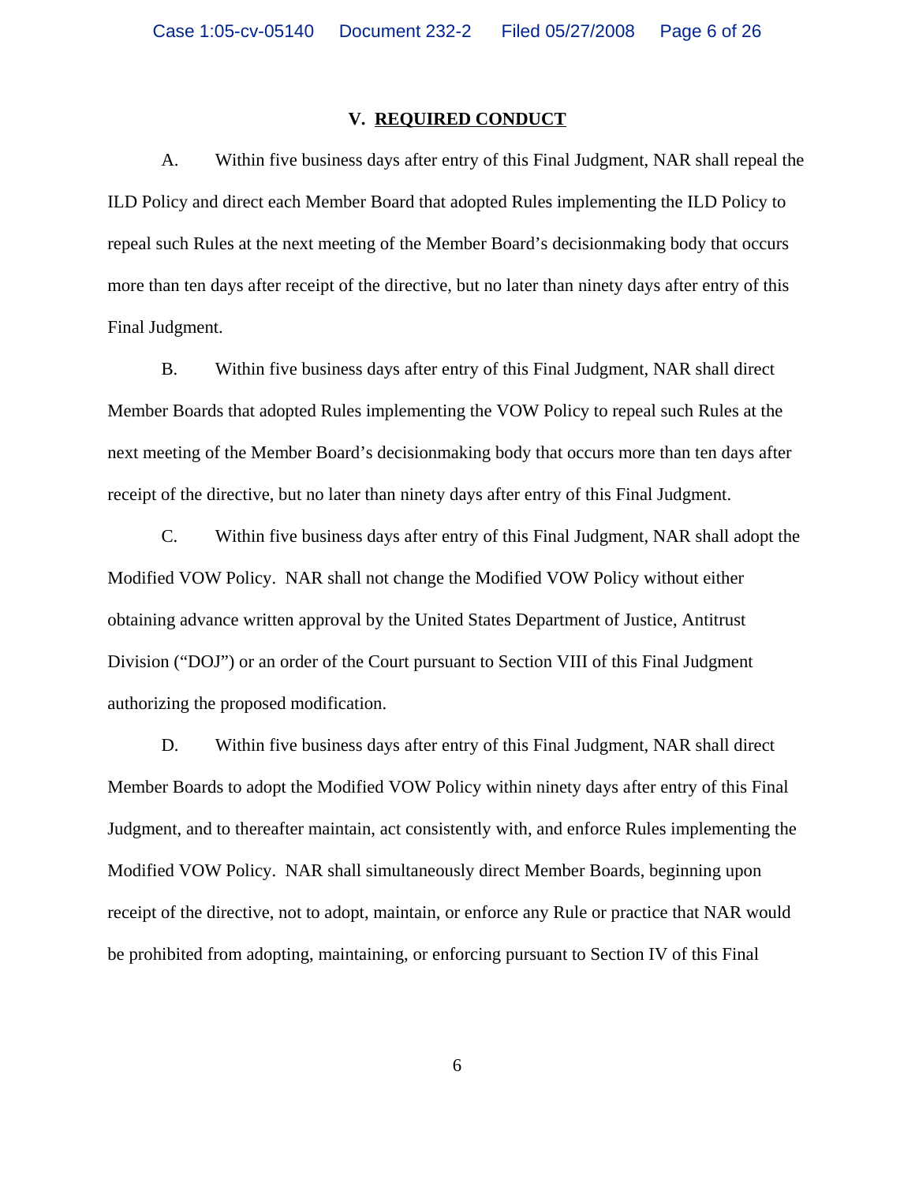## V. REQUIRED CONDUCT

A. Within five business days after entry of this Final Judgment, NAR shall repeal the ILD Policy and direct each Member Board that adopted Rules implementing the ILD Policy to repeal such Rules at the next meeting of the Member Board's decisionmaking body that occurs more than ten days after receipt of the directive, but no later than ninety days after entry of this Final Judgment.

B. Within five business days after entry of this Final Judgment, NAR shall direct Member Boards that adopted Rules implementing the VOW Policy to repeal such Rules at the next meeting of the Member Board's decisionmaking body that occurs more than ten days after receipt of the directive, but no later than ninety days after entry of this Final Judgment.

C. Within five business days after entry of this Final Judgment, NAR shall adopt the Modified VOW Policy. NAR shall not change the Modified VOW Policy without either obtaining advance written approval by the United States Department of Justice, Antitrust Division ("DOJ") or an order of the Court pursuant to Section VIII of this Final Judgment authorizing the proposed modification.

D. Within five business days after entry of this Final Judgment, NAR shall direct Member Boards to adopt the Modified VOW Policy within ninety days after entry of this Final Judgment, and to thereafter maintain, act consistently with, and enforce Rules implementing the Modified VOW Policy. NAR shall simultaneously direct Member Boards, beginning upon receipt of the directive, not to adopt, maintain, or enforce any Rule or practice that NAR would be prohibited from adopting, maintaining, or enforcing pursuant to Section IV of this Final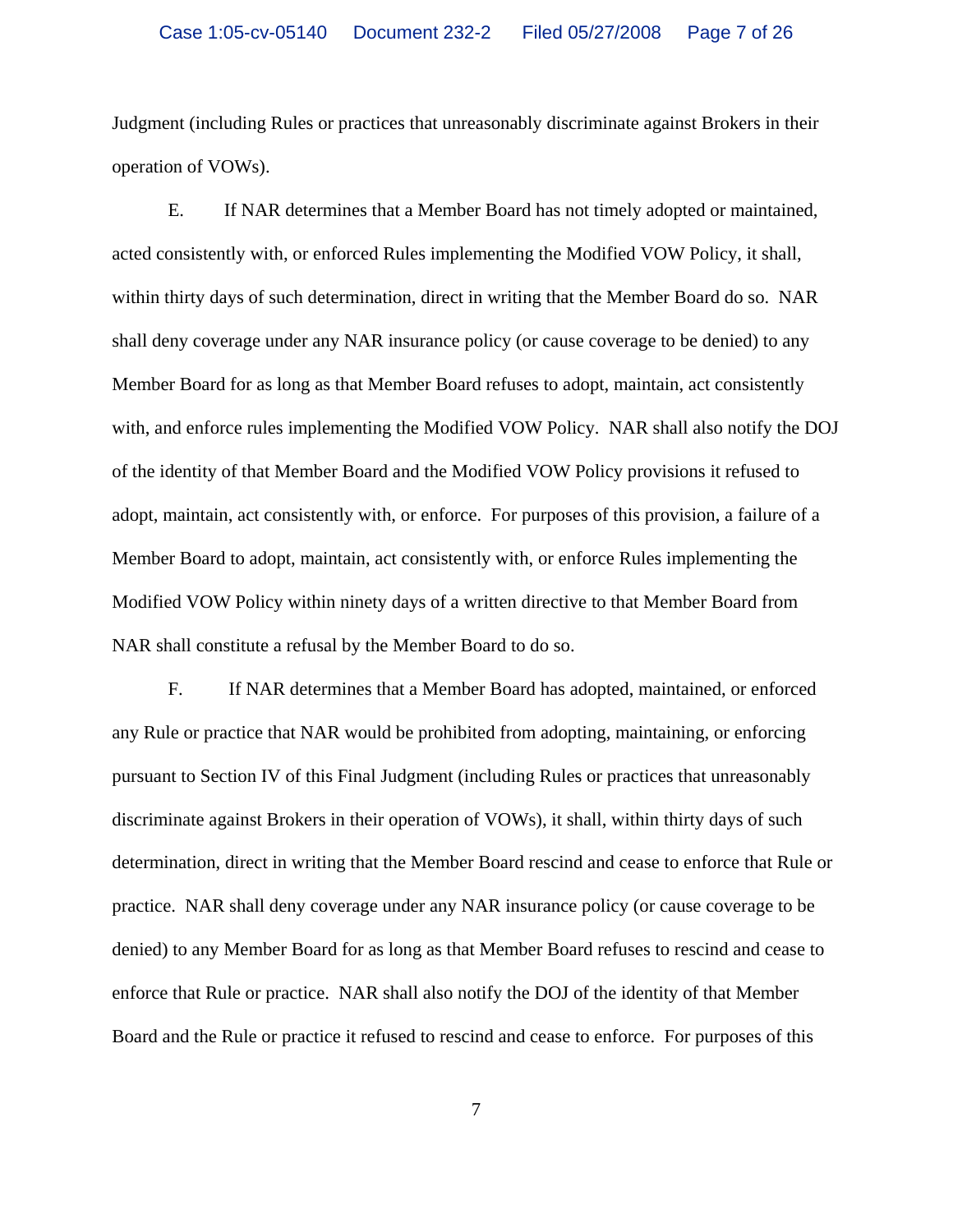Judgment (including Rules or practices that unreasonably discriminate against Brokers in their operation of VOWs).

E. If NAR determines that a Member Board has not timely adopted or maintained, acted consistently with, or enforced Rules implementing the Modified VOW Policy, it shall, within thirty days of such determination, direct in writing that the Member Board do so. NAR shall deny coverage under any NAR insurance policy (or cause coverage to be denied) to any Member Board for as long as that Member Board refuses to adopt, maintain, act consistently with, and enforce rules implementing the Modified VOW Policy. NAR shall also notify the DOJ of the identity of that Member Board and the Modified VOW Policy provisions it refused to adopt, maintain, act consistently with, or enforce. For purposes of this provision, a failure of a Member Board to adopt, maintain, act consistently with, or enforce Rules implementing the Modified VOW Policy within ninety days of a written directive to that Member Board from NAR shall constitute a refusal by the Member Board to do so.

F. If NAR determines that a Member Board has adopted, maintained, or enforced any Rule or practice that NAR would be prohibited from adopting, maintaining, or enforcing pursuant to Section IV of this Final Judgment (including Rules or practices that unreasonably discriminate against Brokers in their operation of VOWs), it shall, within thirty days of such determination, direct in writing that the Member Board rescind and cease to enforce that Rule or practice. NAR shall deny coverage under any NAR insurance policy (or cause coverage to be denied) to any Member Board for as long as that Member Board refuses to rescind and cease to enforce that Rule or practice. NAR shall also notify the DOJ of the identity of that Member Board and the Rule or practice it refused to rescind and cease to enforce. For purposes of this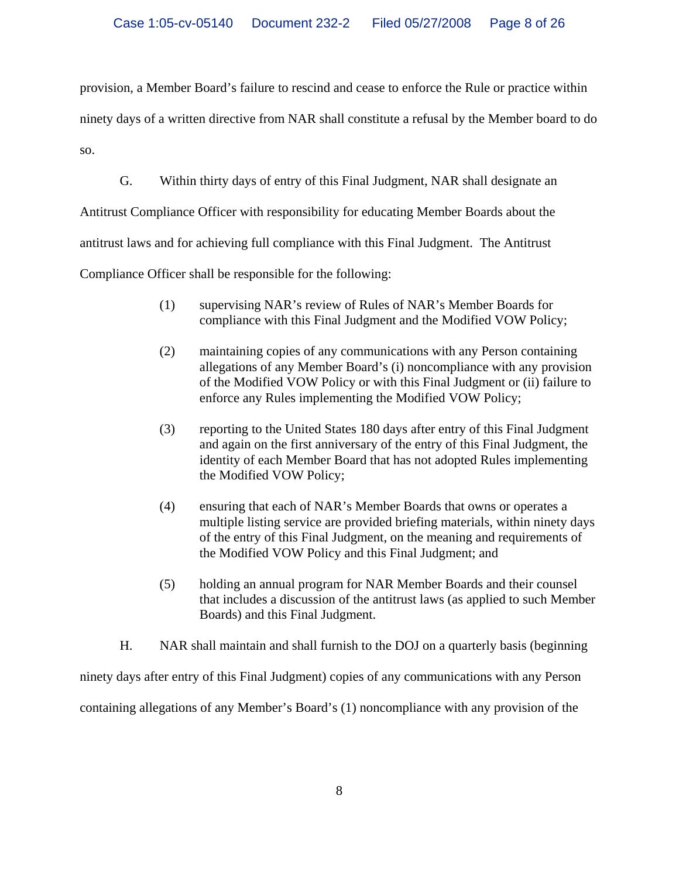provision, a Member Board's failure to rescind and cease to enforce the Rule or practice within ninety days of a written directive from NAR shall constitute a refusal by the Member board to do so.

G. Within thirty days of entry of this Final Judgment, NAR shall designate an Antitrust Compliance Officer with responsibility for educating Member Boards about the antitrust laws and for achieving full compliance with this Final Judgment. The Antitrust Compliance Officer shall be responsible for the following:

> (1) supervising NAR's review of Rules of NAR's Member Boards for compliance with this Final Judgment and the Modified VOW Policy;
>
> (2) maintaining copies of any communications with any Person containing allegations of any Member Board's (i) noncompliance with any provision of the Modified VOW Policy or with this Final Judgment or (ii) failure to enforce any Rules implementing the Modified VOW Policy;
>
> (3) reporting to the United States 180 days after entry of this Final Judgment and again on the first anniversary of the entry of this Final Judgment, the identity of each Member Board that has not adopted Rules implementing the Modified VOW Policy;
>
> (4) ensuring that each of NAR's Member Boards that owns or operates a multiple listing service are provided briefing materials, within ninety days of the entry of this Final Judgment, on the meaning and requirements of the Modified VOW Policy and this Final Judgment; and
>
> (5) holding an annual program for NAR Member Boards and their counsel that includes a discussion of the antitrust laws (as applied to such Member Boards) and this Final Judgment.

H. NAR shall maintain and shall furnish to the DOJ on a quarterly basis (beginning ninety days after entry of this Final Judgment) copies of any communications with any Person containing allegations of any Member's Board's (1) noncompliance with any provision of the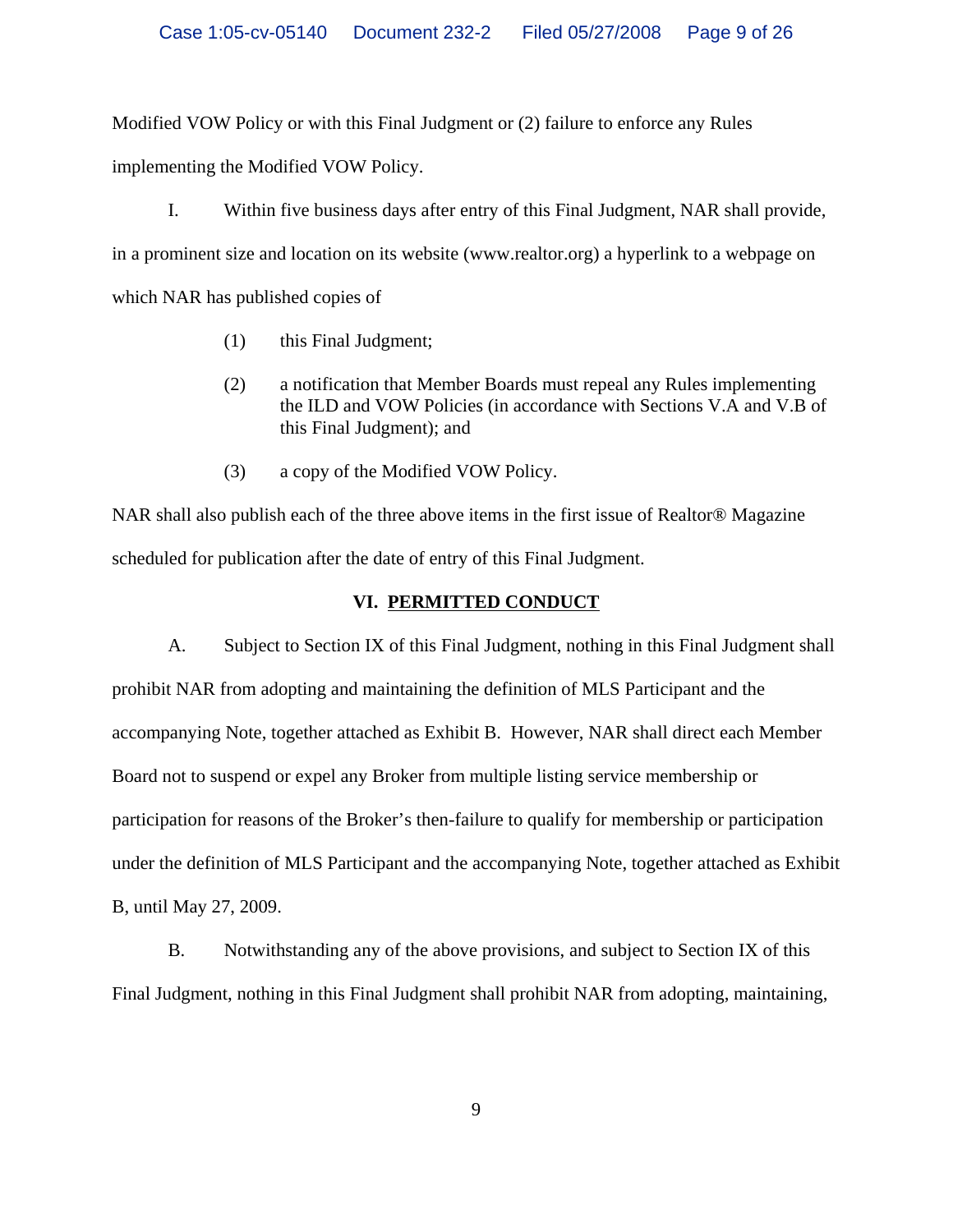Modified VOW Policy or with this Final Judgment or (2) failure to enforce any Rules implementing the Modified VOW Policy.

I. Within five business days after entry of this Final Judgment, NAR shall provide, in a prominent size and location on its website (www.realtor.org) a hyperlink to a webpage on which NAR has published copies of

> (1) this Final Judgment;
>
> (2) a notification that Member Boards must repeal any Rules implementing the ILD and VOW Policies (in accordance with Sections V.A and V.B of this Final Judgment); and
>
> (3) a copy of the Modified VOW Policy.

NAR shall also publish each of the three above items in the first issue of Realtor® Magazine scheduled for publication after the date of entry of this Final Judgment.

## VI. PERMITTED CONDUCT

A. Subject to Section IX of this Final Judgment, nothing in this Final Judgment shall prohibit NAR from adopting and maintaining the definition of MLS Participant and the accompanying Note, together attached as Exhibit B. However, NAR shall direct each Member Board not to suspend or expel any Broker from multiple listing service membership or participation for reasons of the Broker's then-failure to qualify for membership or participation under the definition of MLS Participant and the accompanying Note, together attached as Exhibit B, until May 27, 2009.

B. Notwithstanding any of the above provisions, and subject to Section IX of this Final Judgment, nothing in this Final Judgment shall prohibit NAR from adopting, maintaining,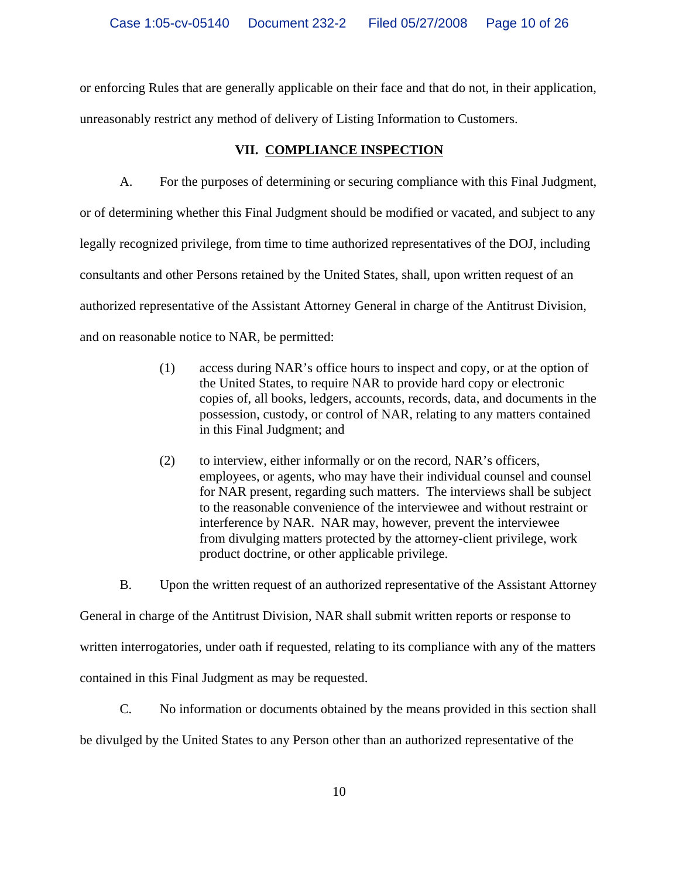or enforcing Rules that are generally applicable on their face and that do not, in their application, unreasonably restrict any method of delivery of Listing Information to Customers.

## VII. COMPLIANCE INSPECTION

A. For the purposes of determining or securing compliance with this Final Judgment, or of determining whether this Final Judgment should be modified or vacated, and subject to any legally recognized privilege, from time to time authorized representatives of the DOJ, including consultants and other Persons retained by the United States, shall, upon written request of an authorized representative of the Assistant Attorney General in charge of the Antitrust Division, and on reasonable notice to NAR, be permitted:

> (1) access during NAR's office hours to inspect and copy, or at the option of the United States, to require NAR to provide hard copy or electronic copies of, all books, ledgers, accounts, records, data, and documents in the possession, custody, or control of NAR, relating to any matters contained in this Final Judgment; and
>
> (2) to interview, either informally or on the record, NAR's officers, employees, or agents, who may have their individual counsel and counsel for NAR present, regarding such matters. The interviews shall be subject to the reasonable convenience of the interviewee and without restraint or interference by NAR. NAR may, however, prevent the interviewee from divulging matters protected by the attorney-client privilege, work product doctrine, or other applicable privilege.

B. Upon the written request of an authorized representative of the Assistant Attorney General in charge of the Antitrust Division, NAR shall submit written reports or response to written interrogatories, under oath if requested, relating to its compliance with any of the matters contained in this Final Judgment as may be requested.

C. No information or documents obtained by the means provided in this section shall be divulged by the United States to any Person other than an authorized representative of the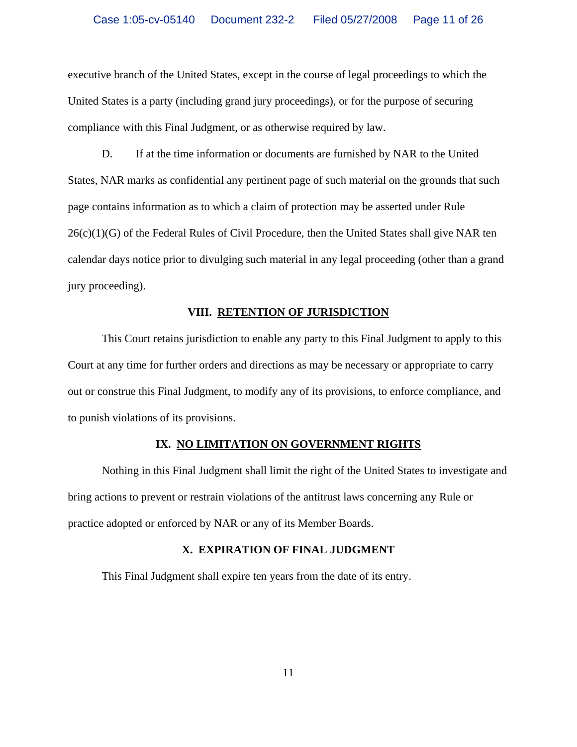executive branch of the United States, except in the course of legal proceedings to which the United States is a party (including grand jury proceedings), or for the purpose of securing compliance with this Final Judgment, or as otherwise required by law.

D. If at the time information or documents are furnished by NAR to the United States, NAR marks as confidential any pertinent page of such material on the grounds that such page contains information as to which a claim of protection may be asserted under Rule 26(c)(1)(G) of the Federal Rules of Civil Procedure, then the United States shall give NAR ten calendar days notice prior to divulging such material in any legal proceeding (other than a grand jury proceeding).

## VIII. RETENTION OF JURISDICTION

This Court retains jurisdiction to enable any party to this Final Judgment to apply to this Court at any time for further orders and directions as may be necessary or appropriate to carry out or construe this Final Judgment, to modify any of its provisions, to enforce compliance, and to punish violations of its provisions.

## IX. NO LIMITATION ON GOVERNMENT RIGHTS

Nothing in this Final Judgment shall limit the right of the United States to investigate and bring actions to prevent or restrain violations of the antitrust laws concerning any Rule or practice adopted or enforced by NAR or any of its Member Boards.

## X. EXPIRATION OF FINAL JUDGMENT

This Final Judgment shall expire ten years from the date of its entry.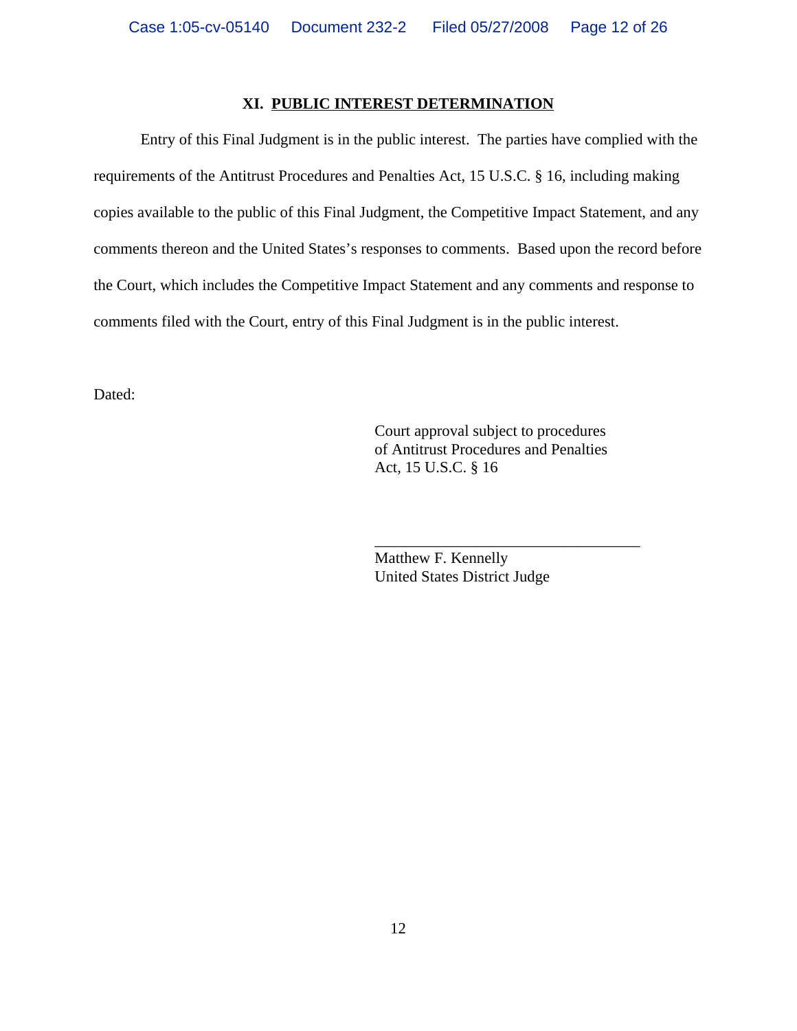## XI. PUBLIC INTEREST DETERMINATION

Entry of this Final Judgment is in the public interest. The parties have complied with the requirements of the Antitrust Procedures and Penalties Act, 15 U.S.C. § 16, including making copies available to the public of this Final Judgment, the Competitive Impact Statement, and any comments thereon and the United States's responses to comments. Based upon the record before the Court, which includes the Competitive Impact Statement and any comments and response to comments filed with the Court, entry of this Final Judgment is in the public interest.

Dated:

Court approval subject to procedures of Antitrust Procedures and Penalties Act, 15 U.S.C. § 16

\_\_\_\_\_\_\_\_\_\_\_\_\_\_\_\_\_\_\_\_\_\_\_\_\_\_\_\_\_\_\_\_\_\_
Matthew F. Kennelly
United States District Judge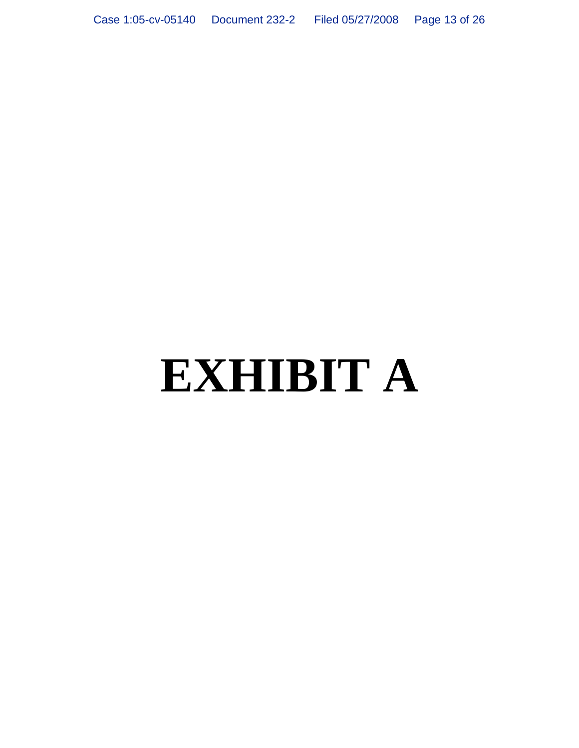# EXHIBIT A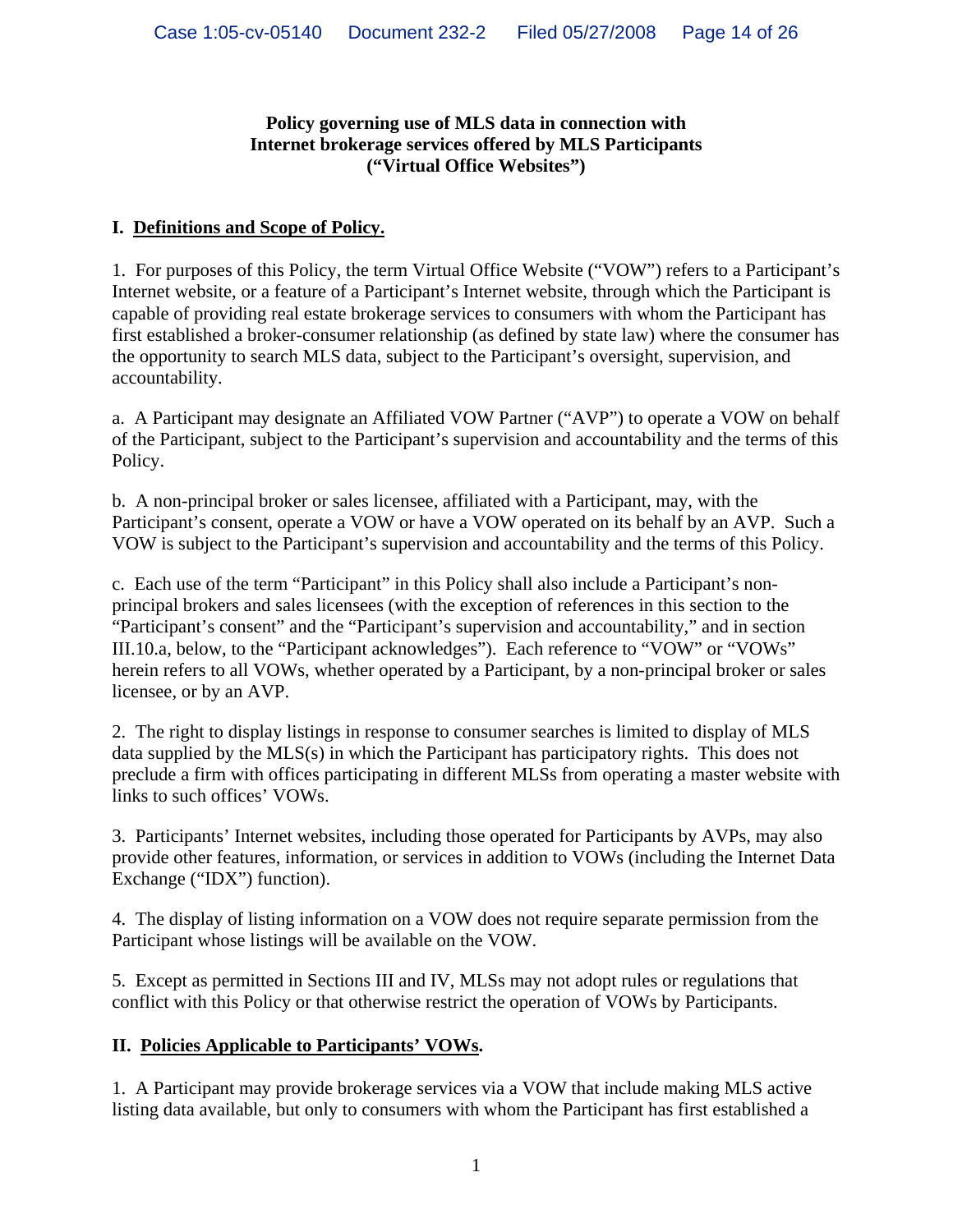**Policy governing use of MLS data in connection with Internet brokerage services offered by MLS Participants ("Virtual Office Websites")**

## I. Definitions and Scope of Policy.

1. For purposes of this Policy, the term Virtual Office Website ("VOW") refers to a Participant's Internet website, or a feature of a Participant's Internet website, through which the Participant is capable of providing real estate brokerage services to consumers with whom the Participant has first established a broker-consumer relationship (as defined by state law) where the consumer has the opportunity to search MLS data, subject to the Participant's oversight, supervision, and accountability.

a. A Participant may designate an Affiliated VOW Partner ("AVP") to operate a VOW on behalf of the Participant, subject to the Participant's supervision and accountability and the terms of this Policy.

b. A non-principal broker or sales licensee, affiliated with a Participant, may, with the Participant's consent, operate a VOW or have a VOW operated on its behalf by an AVP. Such a VOW is subject to the Participant's supervision and accountability and the terms of this Policy.

c. Each use of the term "Participant" in this Policy shall also include a Participant's non-principal brokers and sales licensees (with the exception of references in this section to the "Participant's consent" and the "Participant's supervision and accountability," and in section III.10.a, below, to the "Participant acknowledges"). Each reference to "VOW" or "VOWs" herein refers to all VOWs, whether operated by a Participant, by a non-principal broker or sales licensee, or by an AVP.

2. The right to display listings in response to consumer searches is limited to display of MLS data supplied by the MLS(s) in which the Participant has participatory rights. This does not preclude a firm with offices participating in different MLSs from operating a master website with links to such offices' VOWs.

3. Participants' Internet websites, including those operated for Participants by AVPs, may also provide other features, information, or services in addition to VOWs (including the Internet Data Exchange ("IDX") function).

4. The display of listing information on a VOW does not require separate permission from the Participant whose listings will be available on the VOW.

5. Except as permitted in Sections III and IV, MLSs may not adopt rules or regulations that conflict with this Policy or that otherwise restrict the operation of VOWs by Participants.

## II. Policies Applicable to Participants' VOWs.

1. A Participant may provide brokerage services via a VOW that include making MLS active listing data available, but only to consumers with whom the Participant has first established a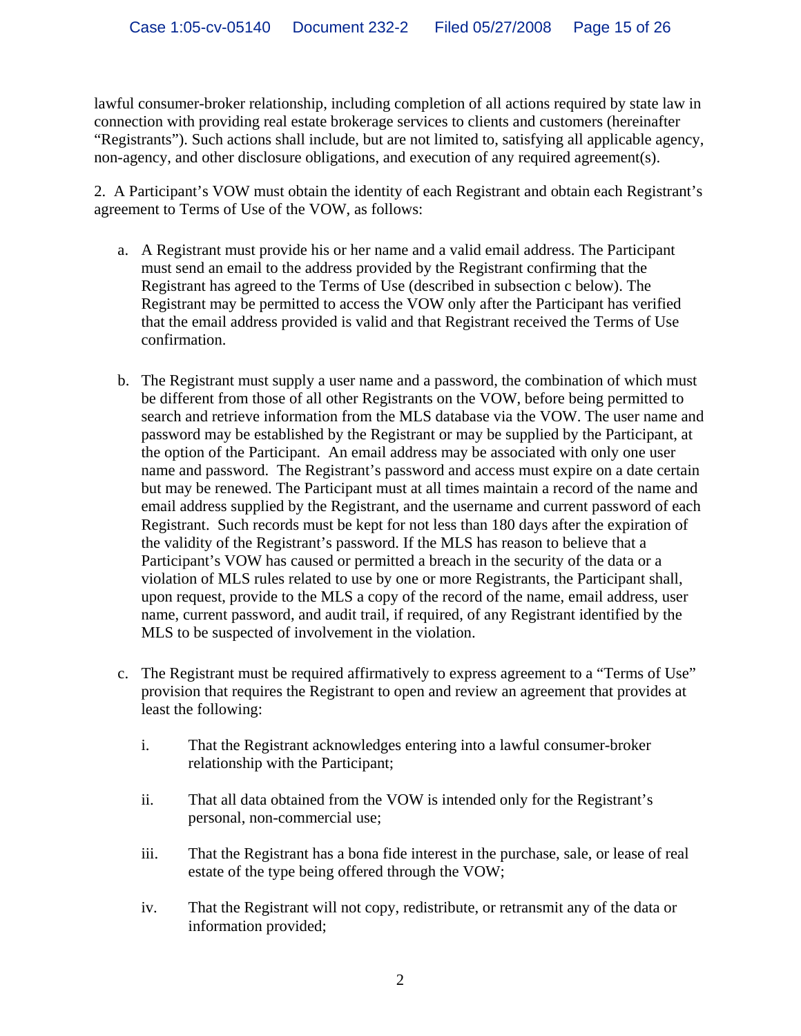lawful consumer-broker relationship, including completion of all actions required by state law in connection with providing real estate brokerage services to clients and customers (hereinafter "Registrants"). Such actions shall include, but are not limited to, satisfying all applicable agency, non-agency, and other disclosure obligations, and execution of any required agreement(s).

2. A Participant's VOW must obtain the identity of each Registrant and obtain each Registrant's agreement to Terms of Use of the VOW, as follows:

a. A Registrant must provide his or her name and a valid email address. The Participant must send an email to the address provided by the Registrant confirming that the Registrant has agreed to the Terms of Use (described in subsection c below). The Registrant may be permitted to access the VOW only after the Participant has verified that the email address provided is valid and that Registrant received the Terms of Use confirmation.

b. The Registrant must supply a user name and a password, the combination of which must be different from those of all other Registrants on the VOW, before being permitted to search and retrieve information from the MLS database via the VOW. The user name and password may be established by the Registrant or may be supplied by the Participant, at the option of the Participant. An email address may be associated with only one user name and password. The Registrant's password and access must expire on a date certain but may be renewed. The Participant must at all times maintain a record of the name and email address supplied by the Registrant, and the username and current password of each Registrant. Such records must be kept for not less than 180 days after the expiration of the validity of the Registrant's password. If the MLS has reason to believe that a Participant's VOW has caused or permitted a breach in the security of the data or a violation of MLS rules related to use by one or more Registrants, the Participant shall, upon request, provide to the MLS a copy of the record of the name, email address, user name, current password, and audit trail, if required, of any Registrant identified by the MLS to be suspected of involvement in the violation.

c. The Registrant must be required affirmatively to express agreement to a "Terms of Use" provision that requires the Registrant to open and review an agreement that provides at least the following:

   i. That the Registrant acknowledges entering into a lawful consumer-broker relationship with the Participant;

   ii. That all data obtained from the VOW is intended only for the Registrant's personal, non-commercial use;

   iii. That the Registrant has a bona fide interest in the purchase, sale, or lease of real estate of the type being offered through the VOW;

   iv. That the Registrant will not copy, redistribute, or retransmit any of the data or information provided;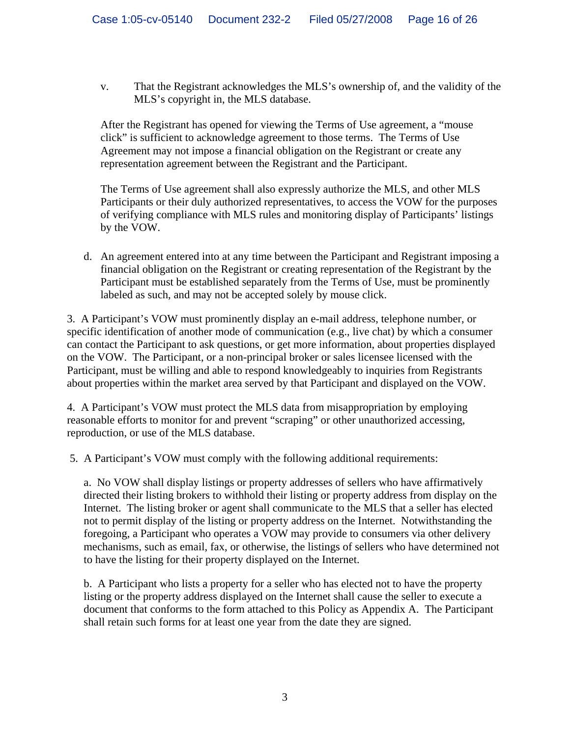v. That the Registrant acknowledges the MLS's ownership of, and the validity of the MLS's copyright in, the MLS database.

After the Registrant has opened for viewing the Terms of Use agreement, a "mouse click" is sufficient to acknowledge agreement to those terms. The Terms of Use Agreement may not impose a financial obligation on the Registrant or create any representation agreement between the Registrant and the Participant.

The Terms of Use agreement shall also expressly authorize the MLS, and other MLS Participants or their duly authorized representatives, to access the VOW for the purposes of verifying compliance with MLS rules and monitoring display of Participants' listings by the VOW.

d. An agreement entered into at any time between the Participant and Registrant imposing a financial obligation on the Registrant or creating representation of the Registrant by the Participant must be established separately from the Terms of Use, must be prominently labeled as such, and may not be accepted solely by mouse click.

3. A Participant's VOW must prominently display an e-mail address, telephone number, or specific identification of another mode of communication (e.g., live chat) by which a consumer can contact the Participant to ask questions, or get more information, about properties displayed on the VOW. The Participant, or a non-principal broker or sales licensee licensed with the Participant, must be willing and able to respond knowledgeably to inquiries from Registrants about properties within the market area served by that Participant and displayed on the VOW.

4. A Participant's VOW must protect the MLS data from misappropriation by employing reasonable efforts to monitor for and prevent "scraping" or other unauthorized accessing, reproduction, or use of the MLS database.

5. A Participant's VOW must comply with the following additional requirements:

a. No VOW shall display listings or property addresses of sellers who have affirmatively directed their listing brokers to withhold their listing or property address from display on the Internet. The listing broker or agent shall communicate to the MLS that a seller has elected not to permit display of the listing or property address on the Internet. Notwithstanding the foregoing, a Participant who operates a VOW may provide to consumers via other delivery mechanisms, such as email, fax, or otherwise, the listings of sellers who have determined not to have the listing for their property displayed on the Internet.

b. A Participant who lists a property for a seller who has elected not to have the property listing or the property address displayed on the Internet shall cause the seller to execute a document that conforms to the form attached to this Policy as Appendix A. The Participant shall retain such forms for at least one year from the date they are signed.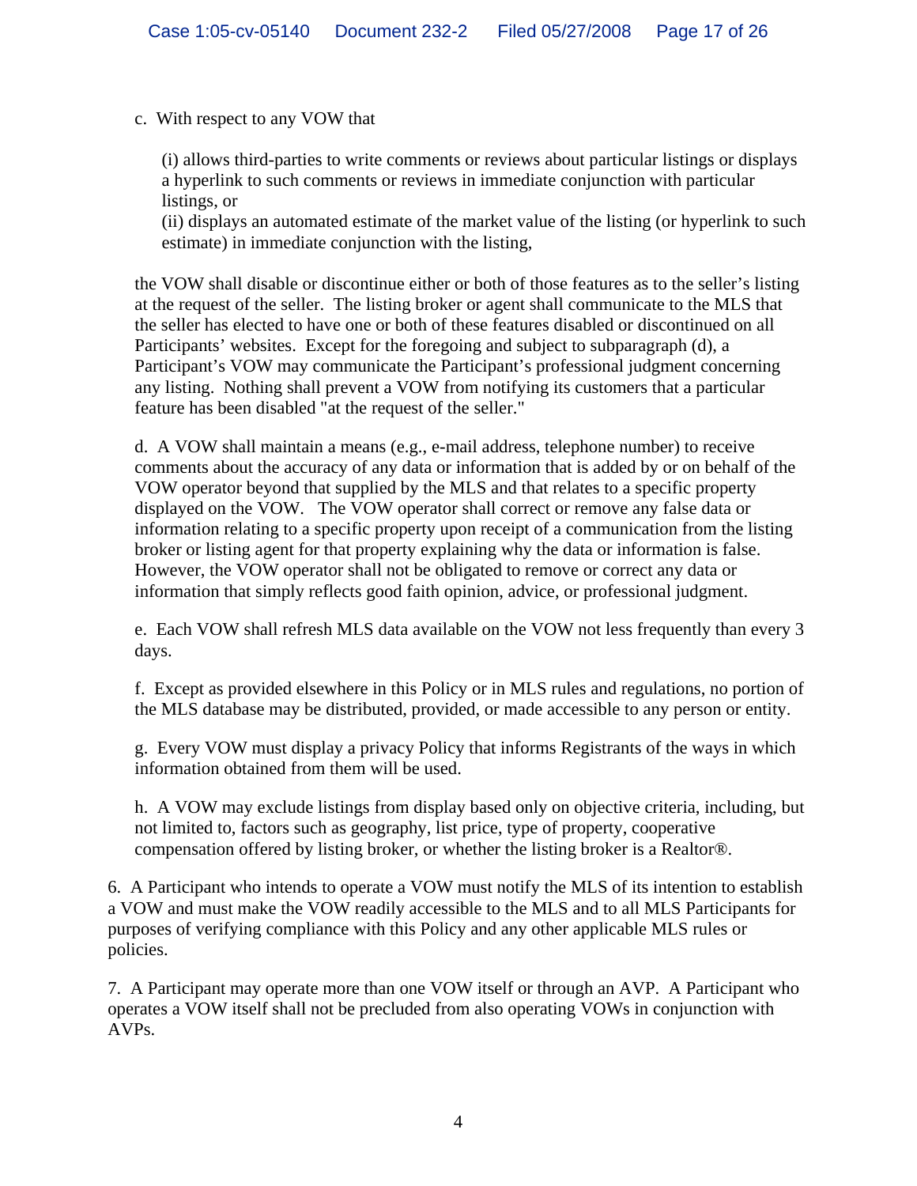c. With respect to any VOW that

(i) allows third-parties to write comments or reviews about particular listings or displays a hyperlink to such comments or reviews in immediate conjunction with particular listings, or
(ii) displays an automated estimate of the market value of the listing (or hyperlink to such estimate) in immediate conjunction with the listing,

the VOW shall disable or discontinue either or both of those features as to the seller's listing at the request of the seller. The listing broker or agent shall communicate to the MLS that the seller has elected to have one or both of these features disabled or discontinued on all Participants' websites. Except for the foregoing and subject to subparagraph (d), a Participant's VOW may communicate the Participant's professional judgment concerning any listing. Nothing shall prevent a VOW from notifying its customers that a particular feature has been disabled "at the request of the seller."

d. A VOW shall maintain a means (e.g., e-mail address, telephone number) to receive comments about the accuracy of any data or information that is added by or on behalf of the VOW operator beyond that supplied by the MLS and that relates to a specific property displayed on the VOW. The VOW operator shall correct or remove any false data or information relating to a specific property upon receipt of a communication from the listing broker or listing agent for that property explaining why the data or information is false. However, the VOW operator shall not be obligated to remove or correct any data or information that simply reflects good faith opinion, advice, or professional judgment.

e. Each VOW shall refresh MLS data available on the VOW not less frequently than every 3 days.

f. Except as provided elsewhere in this Policy or in MLS rules and regulations, no portion of the MLS database may be distributed, provided, or made accessible to any person or entity.

g. Every VOW must display a privacy Policy that informs Registrants of the ways in which information obtained from them will be used.

h. A VOW may exclude listings from display based only on objective criteria, including, but not limited to, factors such as geography, list price, type of property, cooperative compensation offered by listing broker, or whether the listing broker is a Realtor®.

6. A Participant who intends to operate a VOW must notify the MLS of its intention to establish a VOW and must make the VOW readily accessible to the MLS and to all MLS Participants for purposes of verifying compliance with this Policy and any other applicable MLS rules or policies.

7. A Participant may operate more than one VOW itself or through an AVP. A Participant who operates a VOW itself shall not be precluded from also operating VOWs in conjunction with AVPs.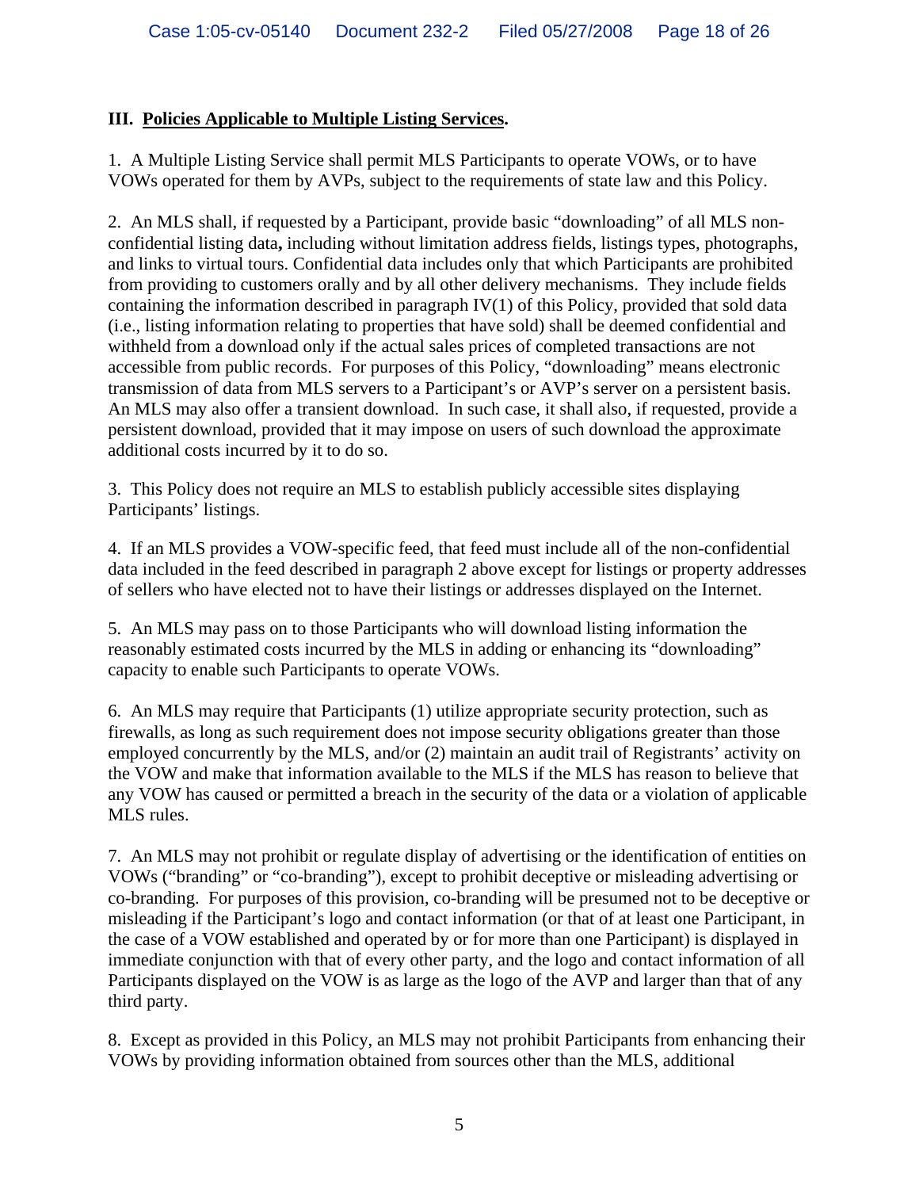### III. **Policies Applicable to Multiple Listing Services**.

1. A Multiple Listing Service shall permit MLS Participants to operate VOWs, or to have VOWs operated for them by AVPs, subject to the requirements of state law and this Policy.

2. An MLS shall, if requested by a Participant, provide basic "downloading" of all MLS non-confidential listing data**,** including without limitation address fields, listings types, photographs, and links to virtual tours. Confidential data includes only that which Participants are prohibited from providing to customers orally and by all other delivery mechanisms. They include fields containing the information described in paragraph IV(1) of this Policy, provided that sold data (i.e., listing information relating to properties that have sold) shall be deemed confidential and withheld from a download only if the actual sales prices of completed transactions are not accessible from public records. For purposes of this Policy, "downloading" means electronic transmission of data from MLS servers to a Participant's or AVP's server on a persistent basis. An MLS may also offer a transient download. In such case, it shall also, if requested, provide a persistent download, provided that it may impose on users of such download the approximate additional costs incurred by it to do so.

3. This Policy does not require an MLS to establish publicly accessible sites displaying Participants' listings.

4. If an MLS provides a VOW-specific feed, that feed must include all of the non-confidential data included in the feed described in paragraph 2 above except for listings or property addresses of sellers who have elected not to have their listings or addresses displayed on the Internet.

5. An MLS may pass on to those Participants who will download listing information the reasonably estimated costs incurred by the MLS in adding or enhancing its "downloading" capacity to enable such Participants to operate VOWs.

6. An MLS may require that Participants (1) utilize appropriate security protection, such as firewalls, as long as such requirement does not impose security obligations greater than those employed concurrently by the MLS, and/or (2) maintain an audit trail of Registrants' activity on the VOW and make that information available to the MLS if the MLS has reason to believe that any VOW has caused or permitted a breach in the security of the data or a violation of applicable MLS rules.

7. An MLS may not prohibit or regulate display of advertising or the identification of entities on VOWs ("branding" or "co-branding"), except to prohibit deceptive or misleading advertising or co-branding. For purposes of this provision, co-branding will be presumed not to be deceptive or misleading if the Participant's logo and contact information (or that of at least one Participant, in the case of a VOW established and operated by or for more than one Participant) is displayed in immediate conjunction with that of every other party, and the logo and contact information of all Participants displayed on the VOW is as large as the logo of the AVP and larger than that of any third party.

8. Except as provided in this Policy, an MLS may not prohibit Participants from enhancing their VOWs by providing information obtained from sources other than the MLS, additional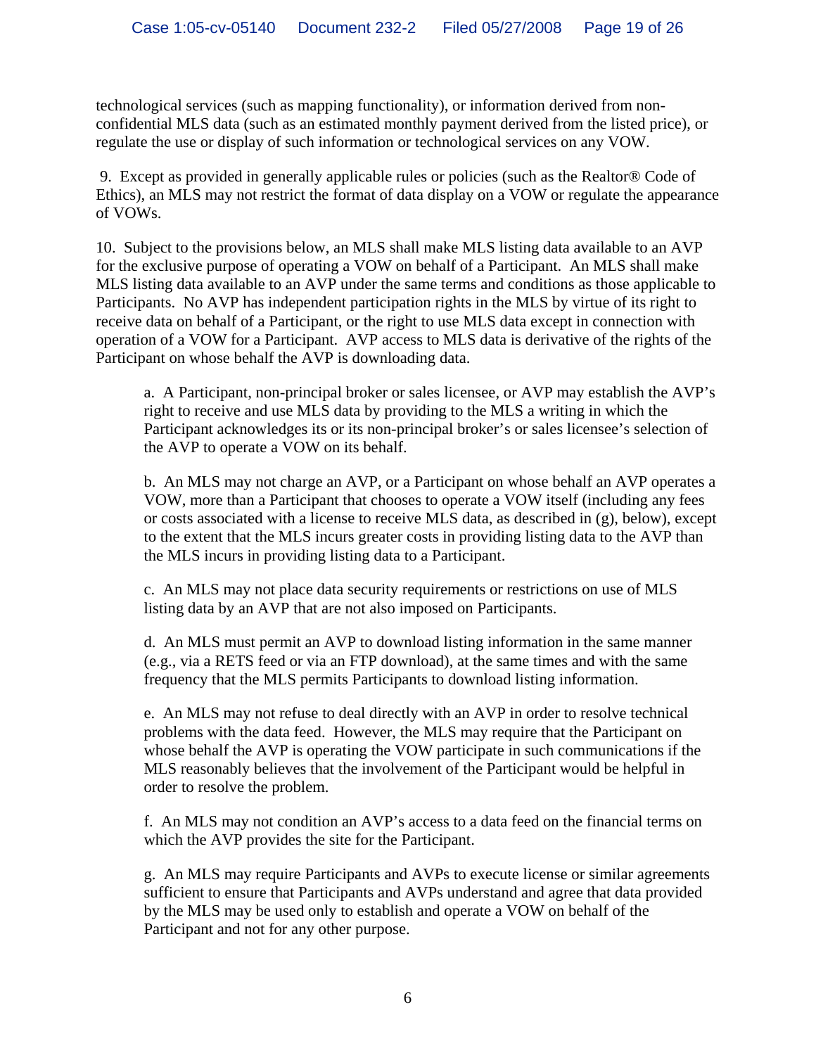technological services (such as mapping functionality), or information derived from non-confidential MLS data (such as an estimated monthly payment derived from the listed price), or regulate the use or display of such information or technological services on any VOW.

9. Except as provided in generally applicable rules or policies (such as the Realtor® Code of Ethics), an MLS may not restrict the format of data display on a VOW or regulate the appearance of VOWs.

10. Subject to the provisions below, an MLS shall make MLS listing data available to an AVP for the exclusive purpose of operating a VOW on behalf of a Participant. An MLS shall make MLS listing data available to an AVP under the same terms and conditions as those applicable to Participants. No AVP has independent participation rights in the MLS by virtue of its right to receive data on behalf of a Participant, or the right to use MLS data except in connection with operation of a VOW for a Participant. AVP access to MLS data is derivative of the rights of the Participant on whose behalf the AVP is downloading data.

> a. A Participant, non-principal broker or sales licensee, or AVP may establish the AVP's right to receive and use MLS data by providing to the MLS a writing in which the Participant acknowledges its or its non-principal broker's or sales licensee's selection of the AVP to operate a VOW on its behalf.
>
> b. An MLS may not charge an AVP, or a Participant on whose behalf an AVP operates a VOW, more than a Participant that chooses to operate a VOW itself (including any fees or costs associated with a license to receive MLS data, as described in (g), below), except to the extent that the MLS incurs greater costs in providing listing data to the AVP than the MLS incurs in providing listing data to a Participant.
>
> c. An MLS may not place data security requirements or restrictions on use of MLS listing data by an AVP that are not also imposed on Participants.
>
> d. An MLS must permit an AVP to download listing information in the same manner (e.g., via a RETS feed or via an FTP download), at the same times and with the same frequency that the MLS permits Participants to download listing information.
>
> e. An MLS may not refuse to deal directly with an AVP in order to resolve technical problems with the data feed. However, the MLS may require that the Participant on whose behalf the AVP is operating the VOW participate in such communications if the MLS reasonably believes that the involvement of the Participant would be helpful in order to resolve the problem.
>
> f. An MLS may not condition an AVP's access to a data feed on the financial terms on which the AVP provides the site for the Participant.
>
> g. An MLS may require Participants and AVPs to execute license or similar agreements sufficient to ensure that Participants and AVPs understand and agree that data provided by the MLS may be used only to establish and operate a VOW on behalf of the Participant and not for any other purpose.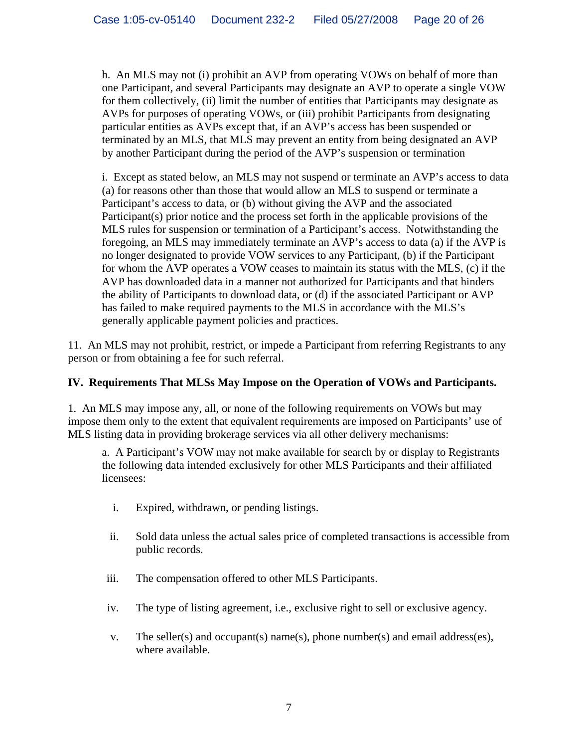h. An MLS may not (i) prohibit an AVP from operating VOWs on behalf of more than one Participant, and several Participants may designate an AVP to operate a single VOW for them collectively, (ii) limit the number of entities that Participants may designate as AVPs for purposes of operating VOWs, or (iii) prohibit Participants from designating particular entities as AVPs except that, if an AVP's access has been suspended or terminated by an MLS, that MLS may prevent an entity from being designated an AVP by another Participant during the period of the AVP's suspension or termination

i. Except as stated below, an MLS may not suspend or terminate an AVP's access to data (a) for reasons other than those that would allow an MLS to suspend or terminate a Participant's access to data, or (b) without giving the AVP and the associated Participant(s) prior notice and the process set forth in the applicable provisions of the MLS rules for suspension or termination of a Participant's access. Notwithstanding the foregoing, an MLS may immediately terminate an AVP's access to data (a) if the AVP is no longer designated to provide VOW services to any Participant, (b) if the Participant for whom the AVP operates a VOW ceases to maintain its status with the MLS, (c) if the AVP has downloaded data in a manner not authorized for Participants and that hinders the ability of Participants to download data, or (d) if the associated Participant or AVP has failed to make required payments to the MLS in accordance with the MLS's generally applicable payment policies and practices.

11. An MLS may not prohibit, restrict, or impede a Participant from referring Registrants to any person or from obtaining a fee for such referral.

**IV. Requirements That MLSs May Impose on the Operation of VOWs and Participants.**

1. An MLS may impose any, all, or none of the following requirements on VOWs but may impose them only to the extent that equivalent requirements are imposed on Participants' use of MLS listing data in providing brokerage services via all other delivery mechanisms:

a. A Participant's VOW may not make available for search by or display to Registrants the following data intended exclusively for other MLS Participants and their affiliated licensees:

i. Expired, withdrawn, or pending listings.

ii. Sold data unless the actual sales price of completed transactions is accessible from public records.

iii. The compensation offered to other MLS Participants.

iv. The type of listing agreement, i.e., exclusive right to sell or exclusive agency.

v. The seller(s) and occupant(s) name(s), phone number(s) and email address(es), where available.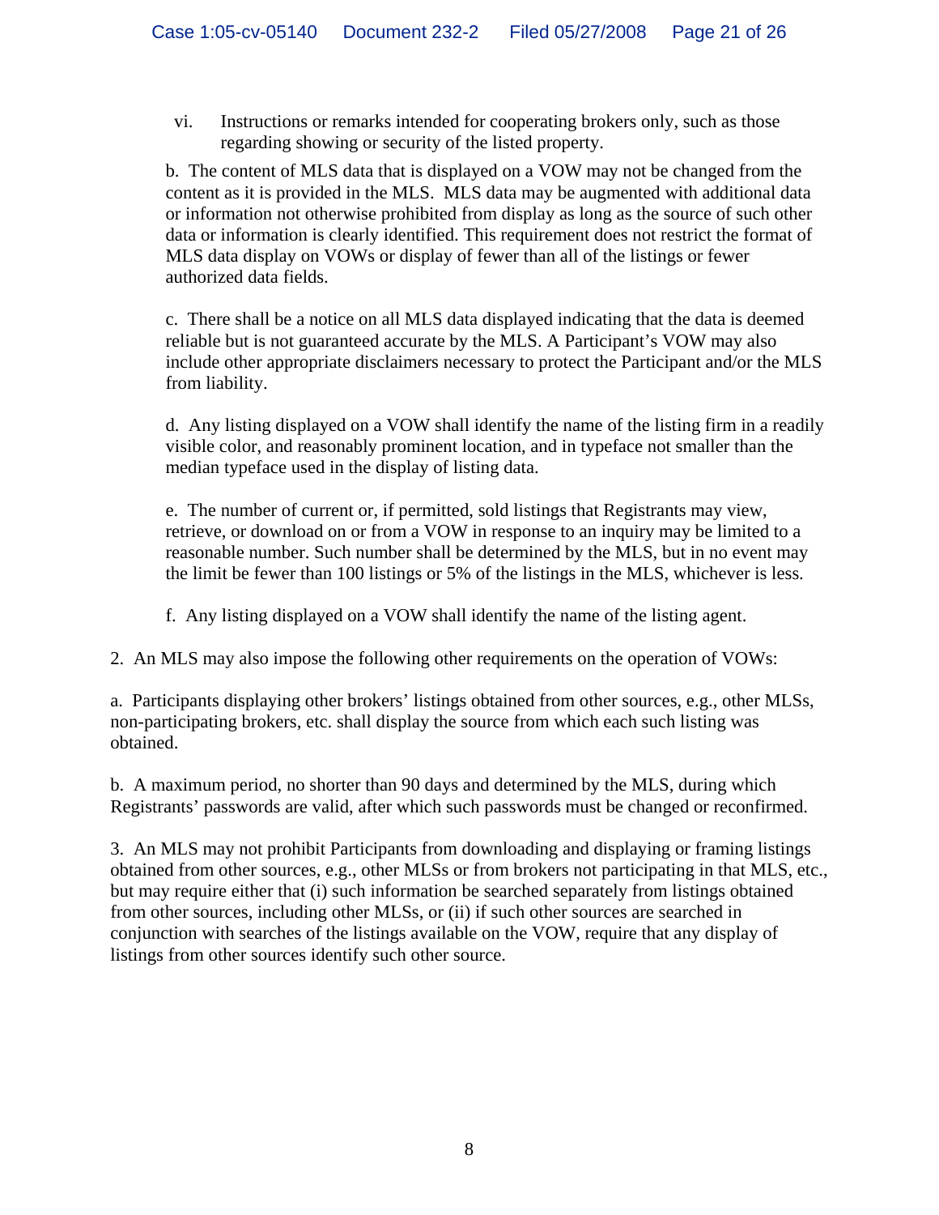vi. Instructions or remarks intended for cooperating brokers only, such as those regarding showing or security of the listed property.

b. The content of MLS data that is displayed on a VOW may not be changed from the content as it is provided in the MLS. MLS data may be augmented with additional data or information not otherwise prohibited from display as long as the source of such other data or information is clearly identified. This requirement does not restrict the format of MLS data display on VOWs or display of fewer than all of the listings or fewer authorized data fields.

c. There shall be a notice on all MLS data displayed indicating that the data is deemed reliable but is not guaranteed accurate by the MLS. A Participant's VOW may also include other appropriate disclaimers necessary to protect the Participant and/or the MLS from liability.

d. Any listing displayed on a VOW shall identify the name of the listing firm in a readily visible color, and reasonably prominent location, and in typeface not smaller than the median typeface used in the display of listing data.

e. The number of current or, if permitted, sold listings that Registrants may view, retrieve, or download on or from a VOW in response to an inquiry may be limited to a reasonable number. Such number shall be determined by the MLS, but in no event may the limit be fewer than 100 listings or 5% of the listings in the MLS, whichever is less.

f. Any listing displayed on a VOW shall identify the name of the listing agent.

2. An MLS may also impose the following other requirements on the operation of VOWs:

a. Participants displaying other brokers' listings obtained from other sources, e.g., other MLSs, non-participating brokers, etc. shall display the source from which each such listing was obtained.

b. A maximum period, no shorter than 90 days and determined by the MLS, during which Registrants' passwords are valid, after which such passwords must be changed or reconfirmed.

3. An MLS may not prohibit Participants from downloading and displaying or framing listings obtained from other sources, e.g., other MLSs or from brokers not participating in that MLS, etc., but may require either that (i) such information be searched separately from listings obtained from other sources, including other MLSs, or (ii) if such other sources are searched in conjunction with searches of the listings available on the VOW, require that any display of listings from other sources identify such other source.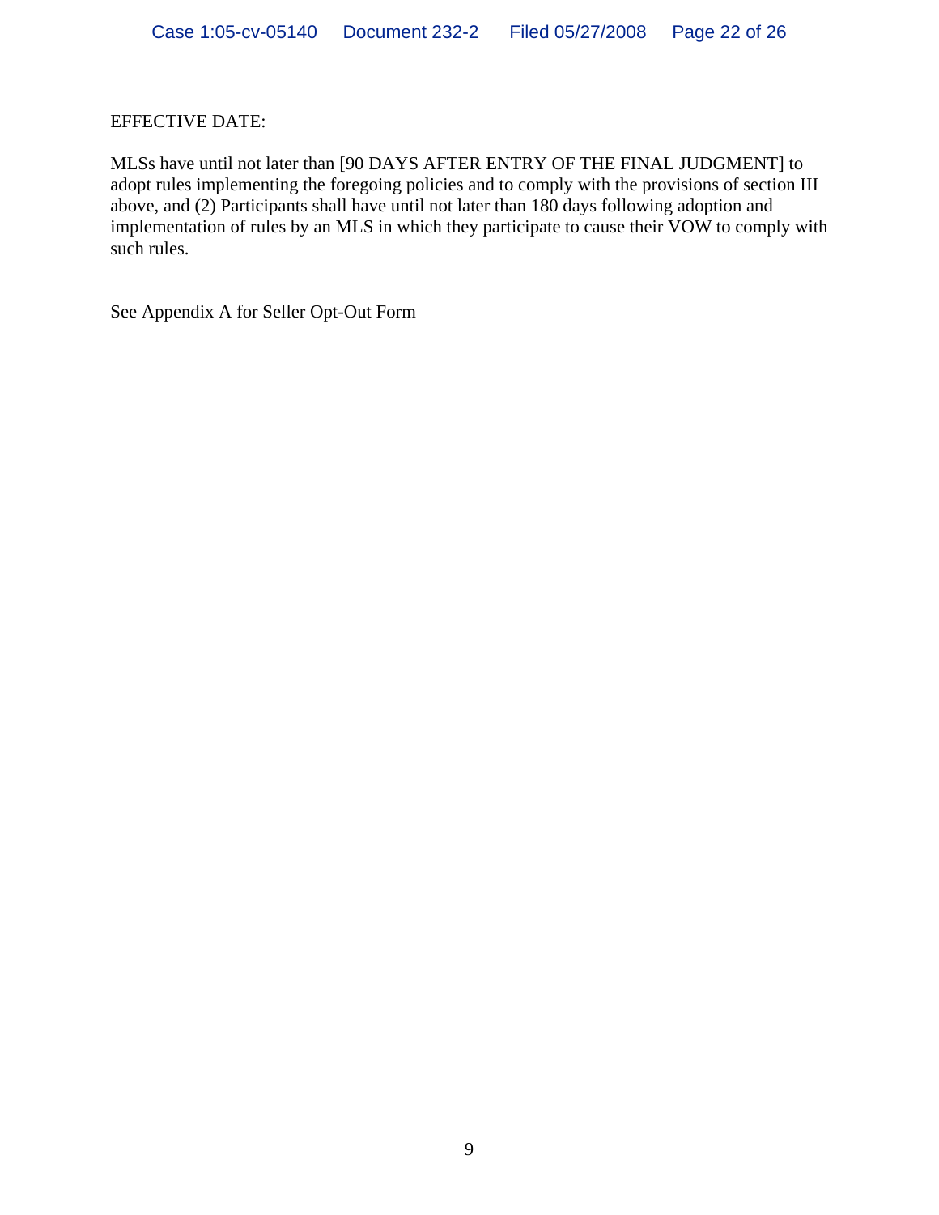EFFECTIVE DATE:

MLSs have until not later than [90 DAYS AFTER ENTRY OF THE FINAL JUDGMENT] to adopt rules implementing the foregoing policies and to comply with the provisions of section III above, and (2) Participants shall have until not later than 180 days following adoption and implementation of rules by an MLS in which they participate to cause their VOW to comply with such rules.

See Appendix A for Seller Opt-Out Form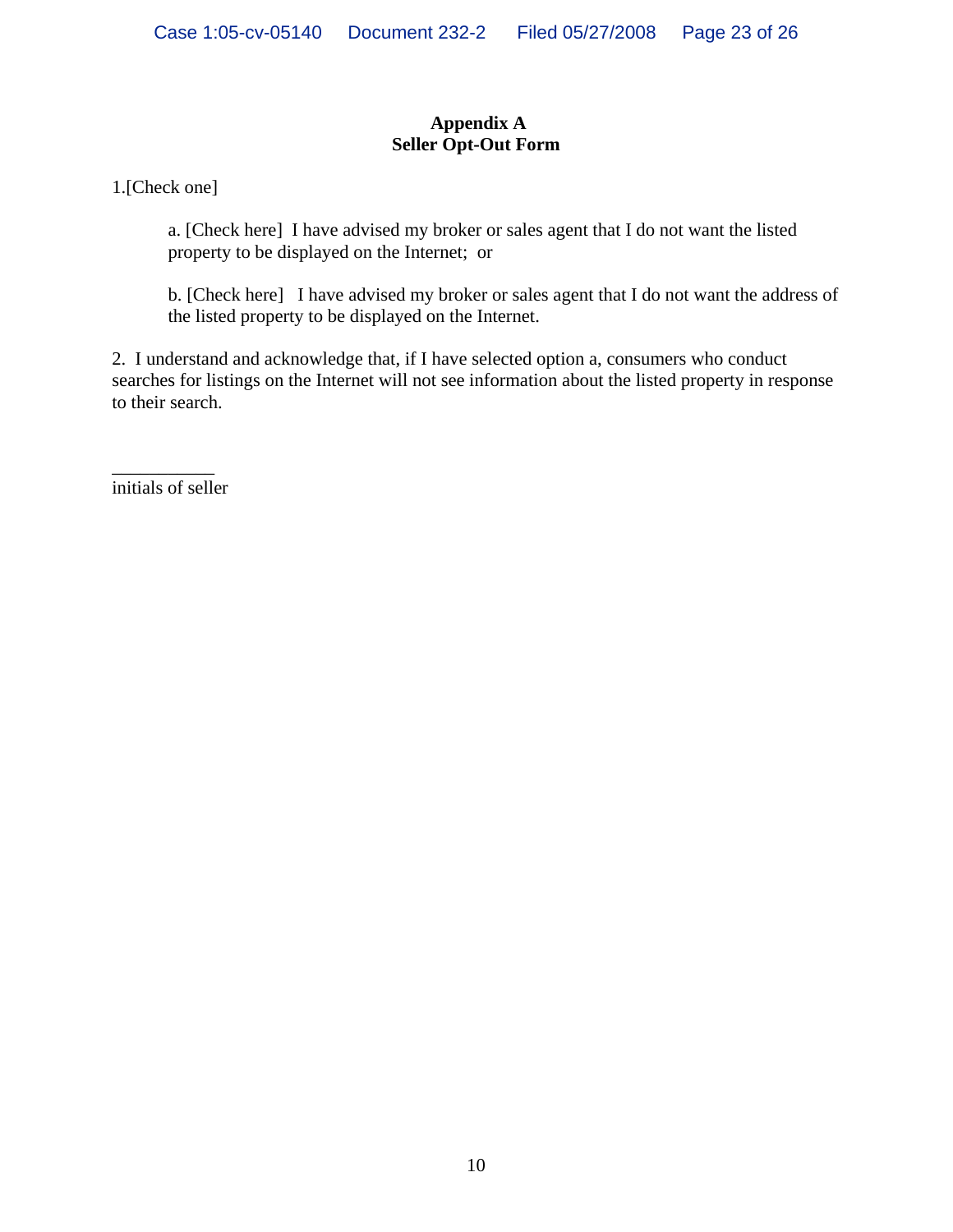**Appendix A**
**Seller Opt-Out Form**

1.[Check one]

a. [Check here] I have advised my broker or sales agent that I do not want the listed property to be displayed on the Internet; or

b. [Check here] I have advised my broker or sales agent that I do not want the address of the listed property to be displayed on the Internet.

2. I understand and acknowledge that, if I have selected option a, consumers who conduct searches for listings on the Internet will not see information about the listed property in response to their search.

___________
initials of seller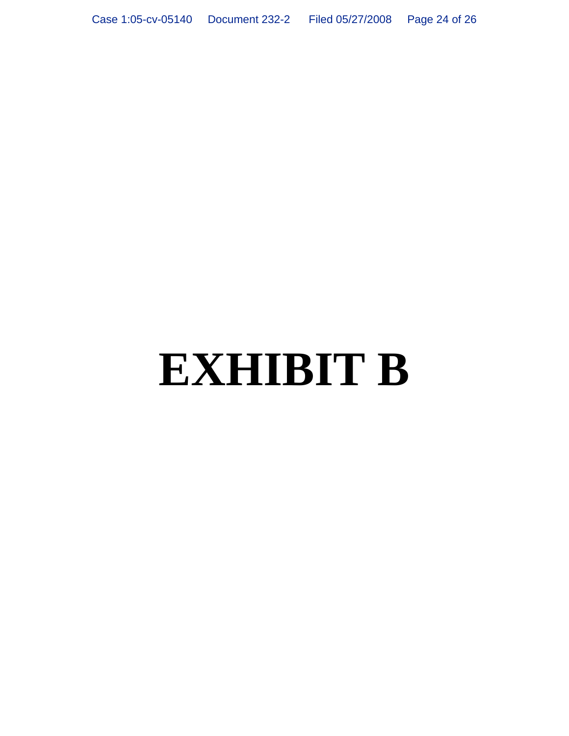# EXHIBIT B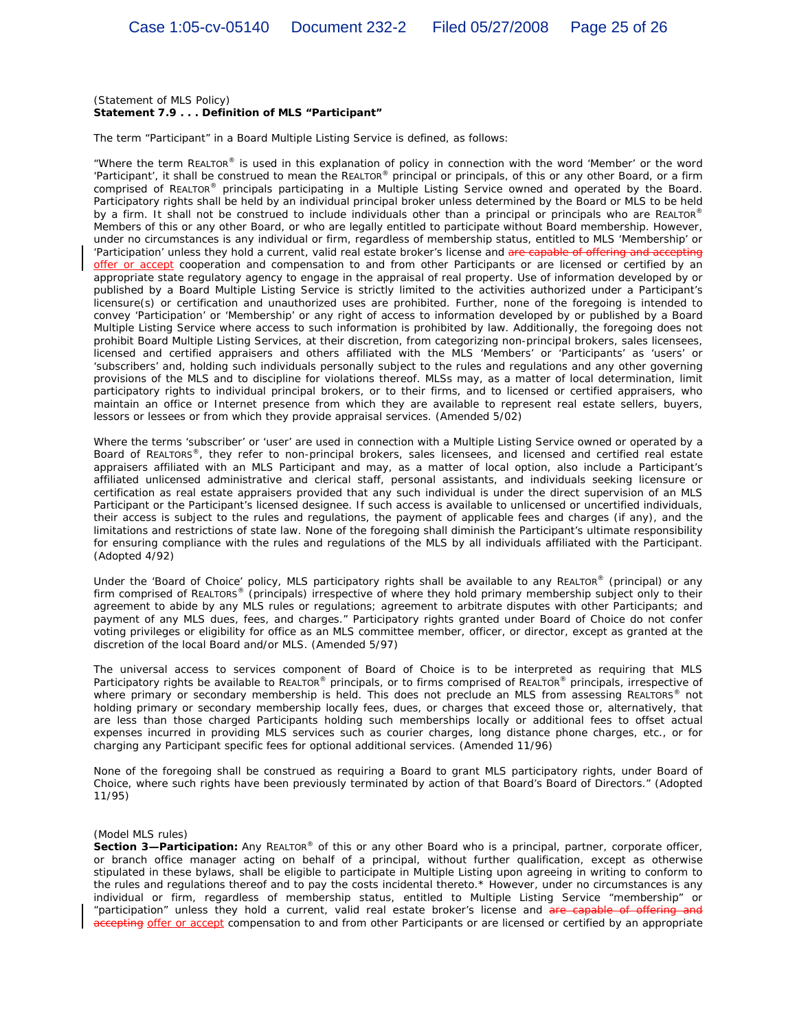(Statement of MLS Policy)
**Statement 7.9 . . . Definition of MLS "Participant"**

The term "Participant" in a Board Multiple Listing Service is defined, as follows:

"Where the term REALTOR® is used in this explanation of policy in connection with the word 'Member' or the word 'Participant', it shall be construed to mean the REALTOR® principal or principals, of this or any other Board, or a firm comprised of REALTOR® principals participating in a Multiple Listing Service owned and operated by the Board. Participatory rights shall be held by an individual principal broker unless determined by the Board or MLS to be held by a firm. It shall not be construed to include individuals other than a principal or principals who are REALTOR® Members of this or any other Board, or who are legally entitled to participate without Board membership. However, under no circumstances is any individual or firm, regardless of membership status, entitled to MLS 'Membership' or 'Participation' unless they hold a current, valid real estate broker's license and ~~are capable of offering and accepting~~ offer or accept cooperation and compensation to and from other Participants or are licensed or certified by an appropriate state regulatory agency to engage in the appraisal of real property. Use of information developed by or published by a Board Multiple Listing Service is strictly limited to the activities authorized under a Participant's licensure(s) or certification and unauthorized uses are prohibited. Further, none of the foregoing is intended to convey 'Participation' or 'Membership' or any right of access to information developed by or published by a Board Multiple Listing Service where access to such information is prohibited by law. Additionally, the foregoing does not prohibit Board Multiple Listing Services, at their discretion, from categorizing non-principal brokers, sales licensees, licensed and certified appraisers and others affiliated with the MLS 'Members' or 'Participants' as 'users' or 'subscribers' and, holding such individuals personally subject to the rules and regulations and any other governing provisions of the MLS and to discipline for violations thereof. MLSs may, as a matter of local determination, limit participatory rights to individual principal brokers, or to their firms, and to licensed or certified appraisers, who maintain an office or Internet presence from which they are available to represent real estate sellers, buyers, lessors or lessees or from which they provide appraisal services. (Amended 5/02)

Where the terms 'subscriber' or 'user' are used in connection with a Multiple Listing Service owned or operated by a Board of REALTORS®, they refer to non-principal brokers, sales licensees, and licensed and certified real estate appraisers affiliated with an MLS Participant and may, as a matter of local option, also include a Participant's affiliated unlicensed administrative and clerical staff, personal assistants, and individuals seeking licensure or certification as real estate appraisers provided that any such individual is under the direct supervision of an MLS Participant or the Participant's licensed designee. If such access is available to unlicensed or uncertified individuals, their access is subject to the rules and regulations, the payment of applicable fees and charges (if any), and the limitations and restrictions of state law. None of the foregoing shall diminish the Participant's ultimate responsibility for ensuring compliance with the rules and regulations of the MLS by all individuals affiliated with the Participant. (Adopted 4/92)

Under the 'Board of Choice' policy, MLS participatory rights shall be available to any REALTOR® (principal) or any firm comprised of REALTORS® (principals) irrespective of where they hold primary membership subject only to their agreement to abide by any MLS rules or regulations; agreement to arbitrate disputes with other Participants; and payment of any MLS dues, fees, and charges." Participatory rights granted under Board of Choice do not confer voting privileges or eligibility for office as an MLS committee member, officer, or director, except as granted at the discretion of the local Board and/or MLS. (Amended 5/97)

The universal access to services component of Board of Choice is to be interpreted as requiring that MLS Participatory rights be available to REALTOR® principals, or to firms comprised of REALTOR® principals, irrespective of where primary or secondary membership is held. This does not preclude an MLS from assessing REALTORS® not holding primary or secondary membership locally fees, dues, or charges that exceed those or, alternatively, that are less than those charged Participants holding such memberships locally or additional fees to offset actual expenses incurred in providing MLS services such as courier charges, long distance phone charges, etc., or for charging any Participant specific fees for optional additional services. (Amended 11/96)

None of the foregoing shall be construed as requiring a Board to grant MLS participatory rights, under Board of Choice, where such rights have been previously terminated by action of that Board's Board of Directors." (Adopted 11/95)

(Model MLS rules)
**Section 3—Participation:** Any REALTOR® of this or any other Board who is a principal, partner, corporate officer, or branch office manager acting on behalf of a principal, without further qualification, except as otherwise stipulated in these bylaws, shall be eligible to participate in Multiple Listing upon agreeing in writing to conform to the rules and regulations thereof and to pay the costs incidental thereto.* However, under no circumstances is any individual or firm, regardless of membership status, entitled to Multiple Listing Service "membership" or "participation" unless they hold a current, valid real estate broker's license and ~~are capable of offering and accepting~~ offer or accept compensation to and from other Participants or are licensed or certified by an appropriate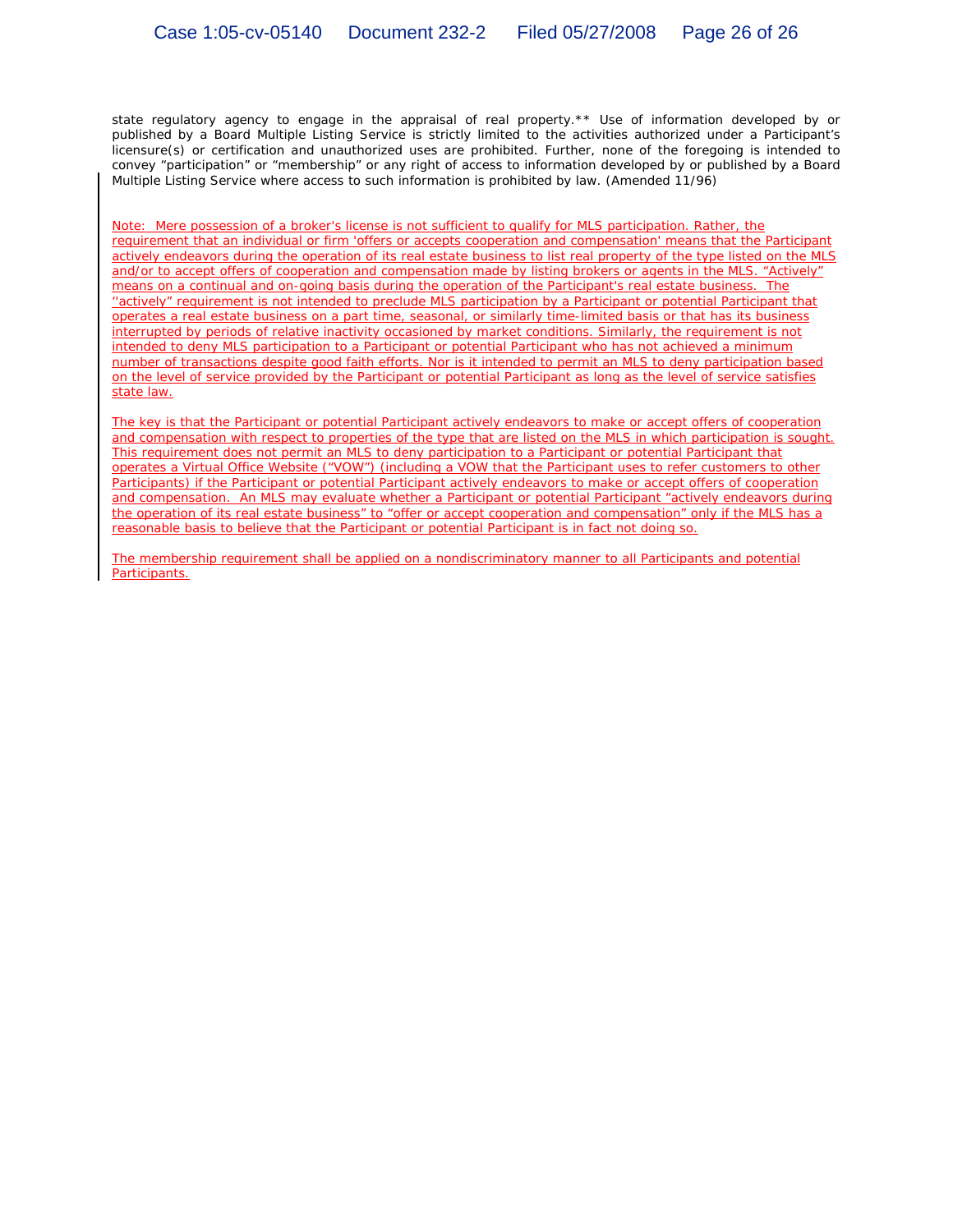state regulatory agency to engage in the appraisal of real property.** Use of information developed by or published by a Board Multiple Listing Service is strictly limited to the activities authorized under a Participant's licensure(s) or certification and unauthorized uses are prohibited. Further, none of the foregoing is intended to convey "participation" or "membership" or any right of access to information developed by or published by a Board Multiple Listing Service where access to such information is prohibited by law. (Amended 11/96)

Note: Mere possession of a broker's license is not sufficient to qualify for MLS participation. Rather, the requirement that an individual or firm 'offers or accepts cooperation and compensation' means that the Participant actively endeavors during the operation of its real estate business to list real property of the type listed on the MLS and/or to accept offers of cooperation and compensation made by listing brokers or agents in the MLS. "Actively" means on a continual and on-going basis during the operation of the Participant's real estate business. The "actively" requirement is not intended to preclude MLS participation by a Participant or potential Participant that operates a real estate business on a part time, seasonal, or similarly time-limited basis or that has its business interrupted by periods of relative inactivity occasioned by market conditions. Similarly, the requirement is not intended to deny MLS participation to a Participant or potential Participant who has not achieved a minimum number of transactions despite good faith efforts. Nor is it intended to permit an MLS to deny participation based on the level of service provided by the Participant or potential Participant as long as the level of service satisfies state law.

The key is that the Participant or potential Participant actively endeavors to make or accept offers of cooperation and compensation with respect to properties of the type that are listed on the MLS in which participation is sought. This requirement does not permit an MLS to deny participation to a Participant or potential Participant that operates a Virtual Office Website ("VOW") (including a VOW that the Participant uses to refer customers to other Participants) if the Participant or potential Participant actively endeavors to make or accept offers of cooperation and compensation. An MLS may evaluate whether a Participant or potential Participant "actively endeavors during the operation of its real estate business" to "offer or accept cooperation and compensation" only if the MLS has a reasonable basis to believe that the Participant or potential Participant is in fact not doing so.

The membership requirement shall be applied on a nondiscriminatory manner to all Participants and potential Participants.